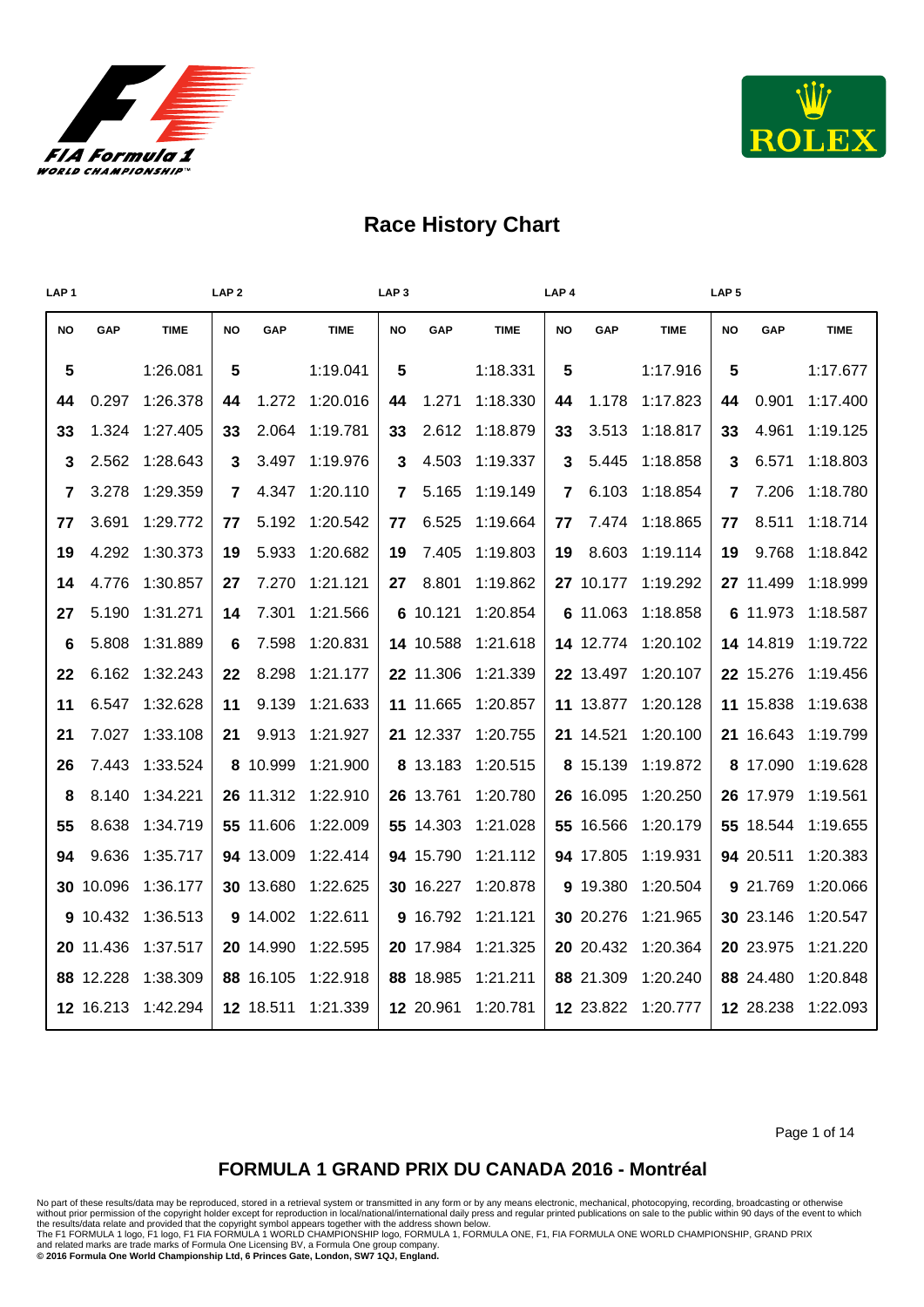# Race History Chart

| LAP 1 | | | LAP 2 | | | LAP 3 | | | LAP 4 | | | LAP 5 | | |
|---|---|---|---|---|---|---|---|---|---|---|---|---|---|---|
| NO | GAP | TIME | NO | GAP | TIME | NO | GAP | TIME | NO | GAP | TIME | NO | GAP | TIME |
| 5 | | 1:26.081 | 5 | | 1:19.041 | 5 | | 1:18.331 | 5 | | 1:17.916 | 5 | | 1:17.677 |
| 44 | 0.297 | 1:26.378 | 44 | 1.272 | 1:20.016 | 44 | 1.271 | 1:18.330 | 44 | 1.178 | 1:17.823 | 44 | 0.901 | 1:17.400 |
| 33 | 1.324 | 1:27.405 | 33 | 2.064 | 1:19.781 | 33 | 2.612 | 1:18.879 | 33 | 3.513 | 1:18.817 | 33 | 4.961 | 1:19.125 |
| 3 | 2.562 | 1:28.643 | 3 | 3.497 | 1:19.976 | 3 | 4.503 | 1:19.337 | 3 | 5.445 | 1:18.858 | 3 | 6.571 | 1:18.803 |
| 7 | 3.278 | 1:29.359 | 7 | 4.347 | 1:20.110 | 7 | 5.165 | 1:19.149 | 7 | 6.103 | 1:18.854 | 7 | 7.206 | 1:18.780 |
| 77 | 3.691 | 1:29.772 | 77 | 5.192 | 1:20.542 | 77 | 6.525 | 1:19.664 | 77 | 7.474 | 1:18.865 | 77 | 8.511 | 1:18.714 |
| 19 | 4.292 | 1:30.373 | 19 | 5.933 | 1:20.682 | 19 | 7.405 | 1:19.803 | 19 | 8.603 | 1:19.114 | 19 | 9.768 | 1:18.842 |
| 14 | 4.776 | 1:30.857 | 27 | 7.270 | 1:21.121 | 27 | 8.801 | 1:19.862 | 27 | 10.177 | 1:19.292 | 27 | 11.499 | 1:18.999 |
| 27 | 5.190 | 1:31.271 | 14 | 7.301 | 1:21.566 | 6 | 10.121 | 1:20.854 | 6 | 11.063 | 1:18.858 | 6 | 11.973 | 1:18.587 |
| 6 | 5.808 | 1:31.889 | 6 | 7.598 | 1:20.831 | 14 | 10.588 | 1:21.618 | 14 | 12.774 | 1:20.102 | 14 | 14.819 | 1:19.722 |
| 22 | 6.162 | 1:32.243 | 22 | 8.298 | 1:21.177 | 22 | 11.306 | 1:21.339 | 22 | 13.497 | 1:20.107 | 22 | 15.276 | 1:19.456 |
| 11 | 6.547 | 1:32.628 | 11 | 9.139 | 1:21.633 | 11 | 11.665 | 1:20.857 | 11 | 13.877 | 1:20.128 | 11 | 15.838 | 1:19.638 |
| 21 | 7.027 | 1:33.108 | 21 | 9.913 | 1:21.927 | 21 | 12.337 | 1:20.755 | 21 | 14.521 | 1:20.100 | 21 | 16.643 | 1:19.799 |
| 26 | 7.443 | 1:33.524 | 8 | 10.999 | 1:21.900 | 8 | 13.183 | 1:20.515 | 8 | 15.139 | 1:19.872 | 8 | 17.090 | 1:19.628 |
| 8 | 8.140 | 1:34.221 | 26 | 11.312 | 1:22.910 | 26 | 13.761 | 1:20.780 | 26 | 16.095 | 1:20.250 | 26 | 17.979 | 1:19.561 |
| 55 | 8.638 | 1:34.719 | 55 | 11.606 | 1:22.009 | 55 | 14.303 | 1:21.028 | 55 | 16.566 | 1:20.179 | 55 | 18.544 | 1:19.655 |
| 94 | 9.636 | 1:35.717 | 94 | 13.009 | 1:22.414 | 94 | 15.790 | 1:21.112 | 94 | 17.805 | 1:19.931 | 94 | 20.511 | 1:20.383 |
| 30 | 10.096 | 1:36.177 | 30 | 13.680 | 1:22.625 | 30 | 16.227 | 1:20.878 | 9 | 19.380 | 1:20.504 | 9 | 21.769 | 1:20.066 |
| 9 | 10.432 | 1:36.513 | 9 | 14.002 | 1:22.611 | 9 | 16.792 | 1:21.121 | 30 | 20.276 | 1:21.965 | 30 | 23.146 | 1:20.547 |
| 20 | 11.436 | 1:37.517 | 20 | 14.990 | 1:22.595 | 20 | 17.984 | 1:21.325 | 20 | 20.432 | 1:20.364 | 20 | 23.975 | 1:21.220 |
| 88 | 12.228 | 1:38.309 | 88 | 16.105 | 1:22.918 | 88 | 18.985 | 1:21.211 | 88 | 21.309 | 1:20.240 | 88 | 24.480 | 1:20.848 |
| 12 | 16.213 | 1:42.294 | 12 | 18.511 | 1:21.339 | 12 | 20.961 | 1:20.781 | 12 | 23.822 | 1:20.777 | 12 | 28.238 | 1:22.093 |

## FORMULA 1 GRAND PRIX DU CANADA 2016 - Montréal

No part of these results/data may be reproduced, stored in a retrieval system or transmitted in any form or by any means electronic, mechanical, photocopying, recording, broadcasting or otherwise without prior permission of the copyright holder except for reproduction in local/national/international daily press and regular printed publications on sale to the public within 90 days of the event to which the results/data relate and provided that the copyright symbol appears together with the address shown below.
The F1 FORMULA 1 logo, F1 logo, F1 FIA FORMULA 1 WORLD CHAMPIONSHIP logo, FORMULA 1, FORMULA ONE, F1, FIA FORMULA ONE WORLD CHAMPIONSHIP, GRAND PRIX and related marks are trade marks of Formula One Licensing BV, a Formula One group company.
**© 2016 Formula One World Championship Ltd, 6 Princes Gate, London, SW7 1QJ, England.**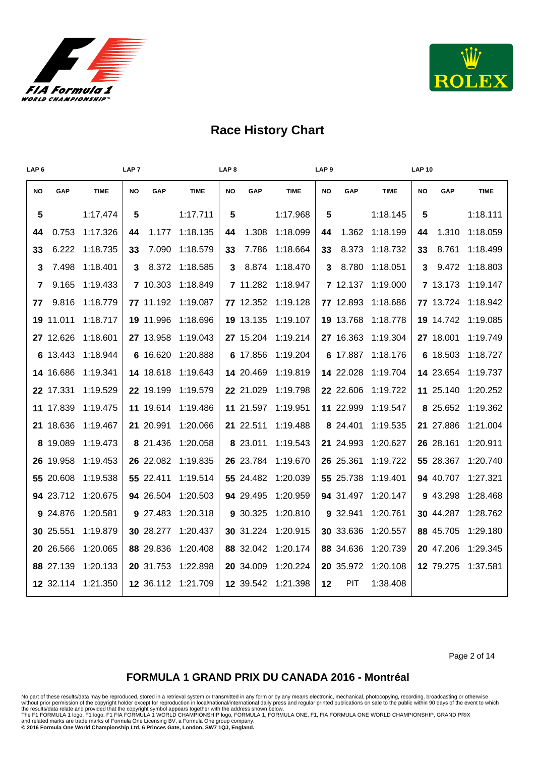# Race History Chart

| LAP 6 | | | LAP 7 | | | LAP 8 | | | LAP 9 | | | LAP 10 | | |
|---|---|---|---|---|---|---|---|---|---|---|---|---|---|---|
| **NO** | **GAP** | **TIME** | **NO** | **GAP** | **TIME** | **NO** | **GAP** | **TIME** | **NO** | **GAP** | **TIME** | **NO** | **GAP** | **TIME** |
| **5** | | 1:17.474 | **5** | | 1:17.711 | **5** | | 1:17.968 | **5** | | 1:18.145 | **5** | | 1:18.111 |
| **44** | 0.753 | 1:17.326 | **44** | 1.177 | 1:18.135 | **44** | 1.308 | 1:18.099 | **44** | 1.362 | 1:18.199 | **44** | 1.310 | 1:18.059 |
| **33** | 6.222 | 1:18.735 | **33** | 7.090 | 1:18.579 | **33** | 7.786 | 1:18.664 | **33** | 8.373 | 1:18.732 | **33** | 8.761 | 1:18.499 |
| **3** | 7.498 | 1:18.401 | **3** | 8.372 | 1:18.585 | **3** | 8.874 | 1:18.470 | **3** | 8.780 | 1:18.051 | **3** | 9.472 | 1:18.803 |
| **7** | 9.165 | 1:19.433 | **7** | 10.303 | 1:18.849 | **7** | 11.282 | 1:18.947 | **7** | 12.137 | 1:19.000 | **7** | 13.173 | 1:19.147 |
| **77** | 9.816 | 1:18.779 | **77** | 11.192 | 1:19.087 | **77** | 12.352 | 1:19.128 | **77** | 12.893 | 1:18.686 | **77** | 13.724 | 1:18.942 |
| **19** | 11.011 | 1:18.717 | **19** | 11.996 | 1:18.696 | **19** | 13.135 | 1:19.107 | **19** | 13.768 | 1:18.778 | **19** | 14.742 | 1:19.085 |
| **27** | 12.626 | 1:18.601 | **27** | 13.958 | 1:19.043 | **27** | 15.204 | 1:19.214 | **27** | 16.363 | 1:19.304 | **27** | 18.001 | 1:19.749 |
| **6** | 13.443 | 1:18.944 | **6** | 16.620 | 1:20.888 | **6** | 17.856 | 1:19.204 | **6** | 17.887 | 1:18.176 | **6** | 18.503 | 1:18.727 |
| **14** | 16.686 | 1:19.341 | **14** | 18.618 | 1:19.643 | **14** | 20.469 | 1:19.819 | **14** | 22.028 | 1:19.704 | **14** | 23.654 | 1:19.737 |
| **22** | 17.331 | 1:19.529 | **22** | 19.199 | 1:19.579 | **22** | 21.029 | 1:19.798 | **22** | 22.606 | 1:19.722 | **11** | 25.140 | 1:20.252 |
| **11** | 17.839 | 1:19.475 | **11** | 19.614 | 1:19.486 | **11** | 21.597 | 1:19.951 | **11** | 22.999 | 1:19.547 | **8** | 25.652 | 1:19.362 |
| **21** | 18.636 | 1:19.467 | **21** | 20.991 | 1:20.066 | **21** | 22.511 | 1:19.488 | **8** | 24.401 | 1:19.535 | **21** | 27.886 | 1:21.004 |
| **8** | 19.089 | 1:19.473 | **8** | 21.436 | 1:20.058 | **8** | 23.011 | 1:19.543 | **21** | 24.993 | 1:20.627 | **26** | 28.161 | 1:20.911 |
| **26** | 19.958 | 1:19.453 | **26** | 22.082 | 1:19.835 | **26** | 23.784 | 1:19.670 | **26** | 25.361 | 1:19.722 | **55** | 28.367 | 1:20.740 |
| **55** | 20.608 | 1:19.538 | **55** | 22.411 | 1:19.514 | **55** | 24.482 | 1:20.039 | **55** | 25.738 | 1:19.401 | **94** | 40.707 | 1:27.321 |
| **94** | 23.712 | 1:20.675 | **94** | 26.504 | 1:20.503 | **94** | 29.495 | 1:20.959 | **94** | 31.497 | 1:20.147 | **9** | 43.298 | 1:28.468 |
| **9** | 24.876 | 1:20.581 | **9** | 27.483 | 1:20.318 | **9** | 30.325 | 1:20.810 | **9** | 32.941 | 1:20.761 | **30** | 44.287 | 1:28.762 |
| **30** | 25.551 | 1:19.879 | **30** | 28.277 | 1:20.437 | **30** | 31.224 | 1:20.915 | **30** | 33.636 | 1:20.557 | **88** | 45.705 | 1:29.180 |
| **20** | 26.566 | 1:20.065 | **88** | 29.836 | 1:20.408 | **88** | 32.042 | 1:20.174 | **88** | 34.636 | 1:20.739 | **20** | 47.206 | 1:29.345 |
| **88** | 27.139 | 1:20.133 | **20** | 31.753 | 1:22.898 | **20** | 34.009 | 1:20.224 | **20** | 35.972 | 1:20.108 | **12** | 79.275 | 1:37.581 |
| **12** | 32.114 | 1:21.350 | **12** | 36.112 | 1:21.709 | **12** | 39.542 | 1:21.398 | **12** | PIT | 1:38.408 | | | |

## FORMULA 1 GRAND PRIX DU CANADA 2016 - Montréal

No part of these results/data may be reproduced, stored in a retrieval system or transmitted in any form or by any means electronic, mechanical, photocopying, recording, broadcasting or otherwise without prior permission of the copyright holder except for reproduction in local/national/international daily press and regular printed publications on sale to the public within 90 days of the event to which the results/data relate and provided that the copyright symbol appears together with the address shown below.
The F1 FORMULA 1 logo, F1 logo, F1 FIA FORMULA 1 WORLD CHAMPIONSHIP logo, FORMULA 1, FORMULA ONE, F1, FIA FORMULA ONE WORLD CHAMPIONSHIP, GRAND PRIX and related marks are trade marks of Formula One Licensing BV, a Formula One group company.
**© 2016 Formula One World Championship Ltd, 6 Princes Gate, London, SW7 1QJ, England.**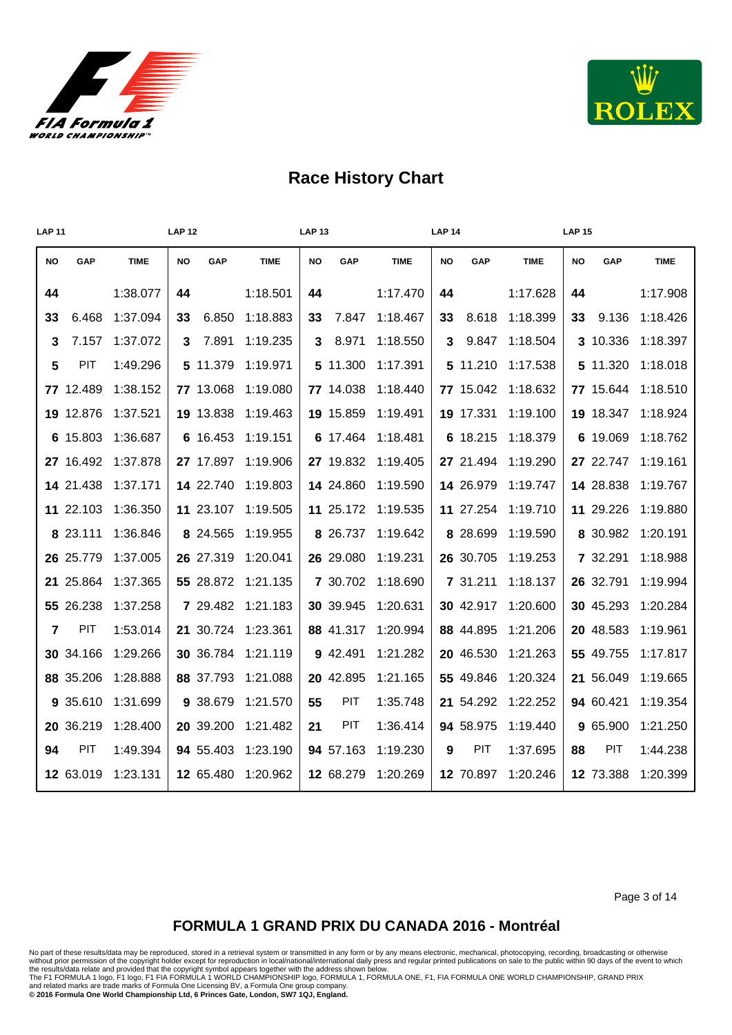# Race History Chart

| LAP 11 | | | LAP 12 | | | LAP 13 | | | LAP 14 | | | LAP 15 | | |
|---|---|---|---|---|---|---|---|---|---|---|---|---|---|---|
| NO | GAP | TIME | NO | GAP | TIME | NO | GAP | TIME | NO | GAP | TIME | NO | GAP | TIME |
| 44 | | 1:38.077 | 44 | | 1:18.501 | 44 | | 1:17.470 | 44 | | 1:17.628 | 44 | | 1:17.908 |
| 33 | 6.468 | 1:37.094 | 33 | 6.850 | 1:18.883 | 33 | 7.847 | 1:18.467 | 33 | 8.618 | 1:18.399 | 33 | 9.136 | 1:18.426 |
| 3 | 7.157 | 1:37.072 | 3 | 7.891 | 1:19.235 | 3 | 8.971 | 1:18.550 | 3 | 9.847 | 1:18.504 | 3 | 10.336 | 1:18.397 |
| 5 | PIT | 1:49.296 | 5 | 11.379 | 1:19.971 | 5 | 11.300 | 1:17.391 | 5 | 11.210 | 1:17.538 | 5 | 11.320 | 1:18.018 |
| 77 | 12.489 | 1:38.152 | 77 | 13.068 | 1:19.080 | 77 | 14.038 | 1:18.440 | 77 | 15.042 | 1:18.632 | 77 | 15.644 | 1:18.510 |
| 19 | 12.876 | 1:37.521 | 19 | 13.838 | 1:19.463 | 19 | 15.859 | 1:19.491 | 19 | 17.331 | 1:19.100 | 19 | 18.347 | 1:18.924 |
| 6 | 15.803 | 1:36.687 | 6 | 16.453 | 1:19.151 | 6 | 17.464 | 1:18.481 | 6 | 18.215 | 1:18.379 | 6 | 19.069 | 1:18.762 |
| 27 | 16.492 | 1:37.878 | 27 | 17.897 | 1:19.906 | 27 | 19.832 | 1:19.405 | 27 | 21.494 | 1:19.290 | 27 | 22.747 | 1:19.161 |
| 14 | 21.438 | 1:37.171 | 14 | 22.740 | 1:19.803 | 14 | 24.860 | 1:19.590 | 14 | 26.979 | 1:19.747 | 14 | 28.838 | 1:19.767 |
| 11 | 22.103 | 1:36.350 | 11 | 23.107 | 1:19.505 | 11 | 25.172 | 1:19.535 | 11 | 27.254 | 1:19.710 | 11 | 29.226 | 1:19.880 |
| 8 | 23.111 | 1:36.846 | 8 | 24.565 | 1:19.955 | 8 | 26.737 | 1:19.642 | 8 | 28.699 | 1:19.590 | 8 | 30.982 | 1:20.191 |
| 26 | 25.779 | 1:37.005 | 26 | 27.319 | 1:20.041 | 26 | 29.080 | 1:19.231 | 26 | 30.705 | 1:19.253 | 7 | 32.291 | 1:18.988 |
| 21 | 25.864 | 1:37.365 | 55 | 28.872 | 1:21.135 | 7 | 30.702 | 1:18.690 | 7 | 31.211 | 1:18.137 | 26 | 32.791 | 1:19.994 |
| 55 | 26.238 | 1:37.258 | 7 | 29.482 | 1:21.183 | 30 | 39.945 | 1:20.631 | 30 | 42.917 | 1:20.600 | 30 | 45.293 | 1:20.284 |
| 7 | PIT | 1:53.014 | 21 | 30.724 | 1:23.361 | 88 | 41.317 | 1:20.994 | 88 | 44.895 | 1:21.206 | 20 | 48.583 | 1:19.961 |
| 30 | 34.166 | 1:29.266 | 30 | 36.784 | 1:21.119 | 9 | 42.491 | 1:21.282 | 20 | 46.530 | 1:21.263 | 55 | 49.755 | 1:17.817 |
| 88 | 35.206 | 1:28.888 | 88 | 37.793 | 1:21.088 | 20 | 42.895 | 1:21.165 | 55 | 49.846 | 1:20.324 | 21 | 56.049 | 1:19.665 |
| 9 | 35.610 | 1:31.699 | 9 | 38.679 | 1:21.570 | 55 | PIT | 1:35.748 | 21 | 54.292 | 1:22.252 | 94 | 60.421 | 1:19.354 |
| 20 | 36.219 | 1:28.400 | 20 | 39.200 | 1:21.482 | 21 | PIT | 1:36.414 | 94 | 58.975 | 1:19.440 | 9 | 65.900 | 1:21.250 |
| 94 | PIT | 1:49.394 | 94 | 55.403 | 1:23.190 | 94 | 57.163 | 1:19.230 | 9 | PIT | 1:37.695 | 88 | PIT | 1:44.238 |
| 12 | 63.019 | 1:23.131 | 12 | 65.480 | 1:20.962 | 12 | 68.279 | 1:20.269 | 12 | 70.897 | 1:20.246 | 12 | 73.388 | 1:20.399 |

## FORMULA 1 GRAND PRIX DU CANADA 2016 - Montréal

No part of these results/data may be reproduced, stored in a retrieval system or transmitted in any form or by any means electronic, mechanical, photocopying, recording, broadcasting or otherwise without prior permission of the copyright holder except for reproduction in local/national/international daily press and regular printed publications on sale to the public within 90 days of the event to which the results/data relate and provided that the copyright symbol appears together with the address shown below.
The F1 FORMULA 1 logo, F1 logo, F1 FIA FORMULA 1 WORLD CHAMPIONSHIP logo, FORMULA 1, FORMULA ONE, F1, FIA FORMULA ONE WORLD CHAMPIONSHIP, GRAND PRIX and related marks are trade marks of Formula One Licensing BV, a Formula One group company.
**© 2016 Formula One World Championship Ltd, 6 Princes Gate, London, SW7 1QJ, England.**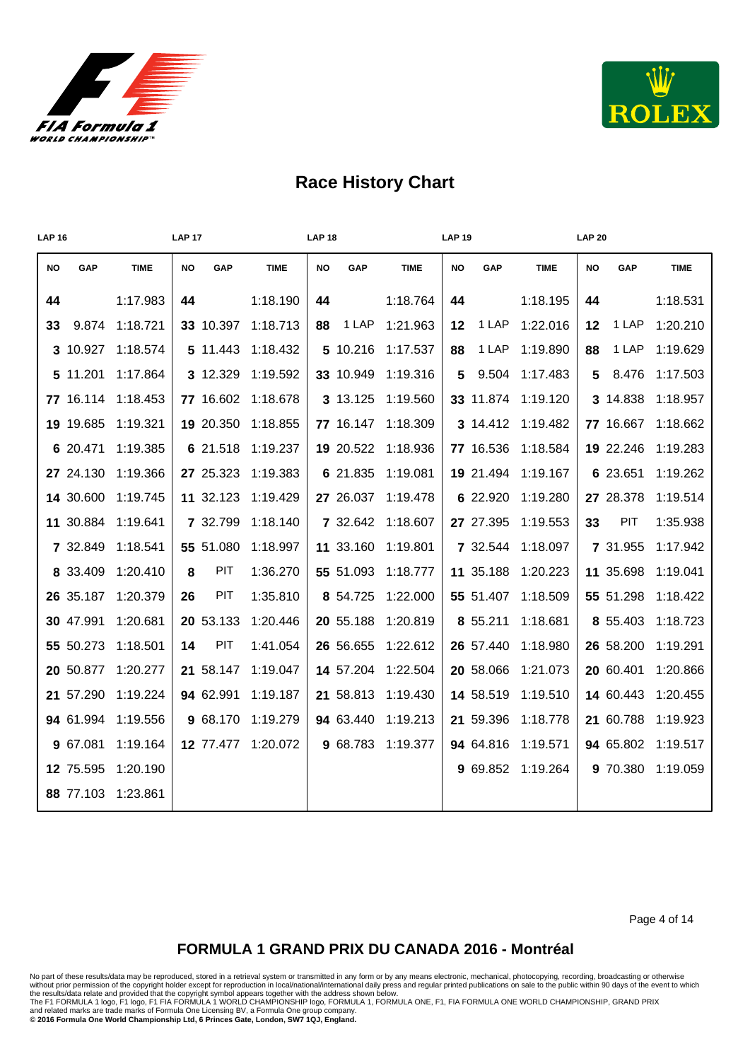# Race History Chart

| LAP 16 | | | LAP 17 | | | LAP 18 | | | LAP 19 | | | LAP 20 | | |
|---|---|---|---|---|---|---|---|---|---|---|---|---|---|---|
| **NO** | **GAP** | **TIME** | **NO** | **GAP** | **TIME** | **NO** | **GAP** | **TIME** | **NO** | **GAP** | **TIME** | **NO** | **GAP** | **TIME** |
| **44** | | 1:17.983 | **44** | | 1:18.190 | **44** | | 1:18.764 | **44** | | 1:18.195 | **44** | | 1:18.531 |
| **33** | 9.874 | 1:18.721 | **33** | 10.397 | 1:18.713 | **88** | 1 LAP | 1:21.963 | **12** | 1 LAP | 1:22.016 | **12** | 1 LAP | 1:20.210 |
| **3** | 10.927 | 1:18.574 | **5** | 11.443 | 1:18.432 | **5** | 10.216 | 1:17.537 | **88** | 1 LAP | 1:19.890 | **88** | 1 LAP | 1:19.629 |
| **5** | 11.201 | 1:17.864 | **3** | 12.329 | 1:19.592 | **33** | 10.949 | 1:19.316 | **5** | 9.504 | 1:17.483 | **5** | 8.476 | 1:17.503 |
| **77** | 16.114 | 1:18.453 | **77** | 16.602 | 1:18.678 | **3** | 13.125 | 1:19.560 | **33** | 11.874 | 1:19.120 | **3** | 14.838 | 1:18.957 |
| **19** | 19.685 | 1:19.321 | **19** | 20.350 | 1:18.855 | **77** | 16.147 | 1:18.309 | **3** | 14.412 | 1:19.482 | **77** | 16.667 | 1:18.662 |
| **6** | 20.471 | 1:19.385 | **6** | 21.518 | 1:19.237 | **19** | 20.522 | 1:18.936 | **77** | 16.536 | 1:18.584 | **19** | 22.246 | 1:19.283 |
| **27** | 24.130 | 1:19.366 | **27** | 25.323 | 1:19.383 | **6** | 21.835 | 1:19.081 | **19** | 21.494 | 1:19.167 | **6** | 23.651 | 1:19.262 |
| **14** | 30.600 | 1:19.745 | **11** | 32.123 | 1:19.429 | **27** | 26.037 | 1:19.478 | **6** | 22.920 | 1:19.280 | **27** | 28.378 | 1:19.514 |
| **11** | 30.884 | 1:19.641 | **7** | 32.799 | 1:18.140 | **7** | 32.642 | 1:18.607 | **27** | 27.395 | 1:19.553 | **33** | PIT | 1:35.938 |
| **7** | 32.849 | 1:18.541 | **55** | 51.080 | 1:18.997 | **11** | 33.160 | 1:19.801 | **7** | 32.544 | 1:18.097 | **7** | 31.955 | 1:17.942 |
| **8** | 33.409 | 1:20.410 | **8** | PIT | 1:36.270 | **55** | 51.093 | 1:18.777 | **11** | 35.188 | 1:20.223 | **11** | 35.698 | 1:19.041 |
| **26** | 35.187 | 1:20.379 | **26** | PIT | 1:35.810 | **8** | 54.725 | 1:22.000 | **55** | 51.407 | 1:18.509 | **55** | 51.298 | 1:18.422 |
| **30** | 47.991 | 1:20.681 | **20** | 53.133 | 1:20.446 | **20** | 55.188 | 1:20.819 | **8** | 55.211 | 1:18.681 | **8** | 55.403 | 1:18.723 |
| **55** | 50.273 | 1:18.501 | **14** | PIT | 1:41.054 | **26** | 56.655 | 1:22.612 | **26** | 57.440 | 1:18.980 | **26** | 58.200 | 1:19.291 |
| **20** | 50.877 | 1:20.277 | **21** | 58.147 | 1:19.047 | **14** | 57.204 | 1:22.504 | **20** | 58.066 | 1:21.073 | **20** | 60.401 | 1:20.866 |
| **21** | 57.290 | 1:19.224 | **94** | 62.991 | 1:19.187 | **21** | 58.813 | 1:19.430 | **14** | 58.519 | 1:19.510 | **14** | 60.443 | 1:20.455 |
| **94** | 61.994 | 1:19.556 | **9** | 68.170 | 1:19.279 | **94** | 63.440 | 1:19.213 | **21** | 59.396 | 1:18.778 | **21** | 60.788 | 1:19.923 |
| **9** | 67.081 | 1:19.164 | **12** | 77.477 | 1:20.072 | **9** | 68.783 | 1:19.377 | **94** | 64.816 | 1:19.571 | **94** | 65.802 | 1:19.517 |
| **12** | 75.595 | 1:20.190 | | | | | | | **9** | 69.852 | 1:19.264 | **9** | 70.380 | 1:19.059 |
| **88** | 77.103 | 1:23.861 | | | | | | | | | | | | |

## FORMULA 1 GRAND PRIX DU CANADA 2016 - Montréal

No part of these results/data may be reproduced, stored in a retrieval system or transmitted in any form or by any means electronic, mechanical, photocopying, recording, broadcasting or otherwise without prior permission of the copyright holder except for reproduction in local/national/international daily press and regular printed publications on sale to the public within 90 days of the event to which the results/data relate and provided that the copyright symbol appears together with the address shown below.
The F1 FORMULA 1 logo, F1 logo, F1 FIA FORMULA 1 WORLD CHAMPIONSHIP logo, FORMULA 1, FORMULA ONE, F1, FIA FORMULA ONE WORLD CHAMPIONSHIP, GRAND PRIX and related marks are trade marks of Formula One Licensing BV, a Formula One group company.
**© 2016 Formula One World Championship Ltd, 6 Princes Gate, London, SW7 1QJ, England.**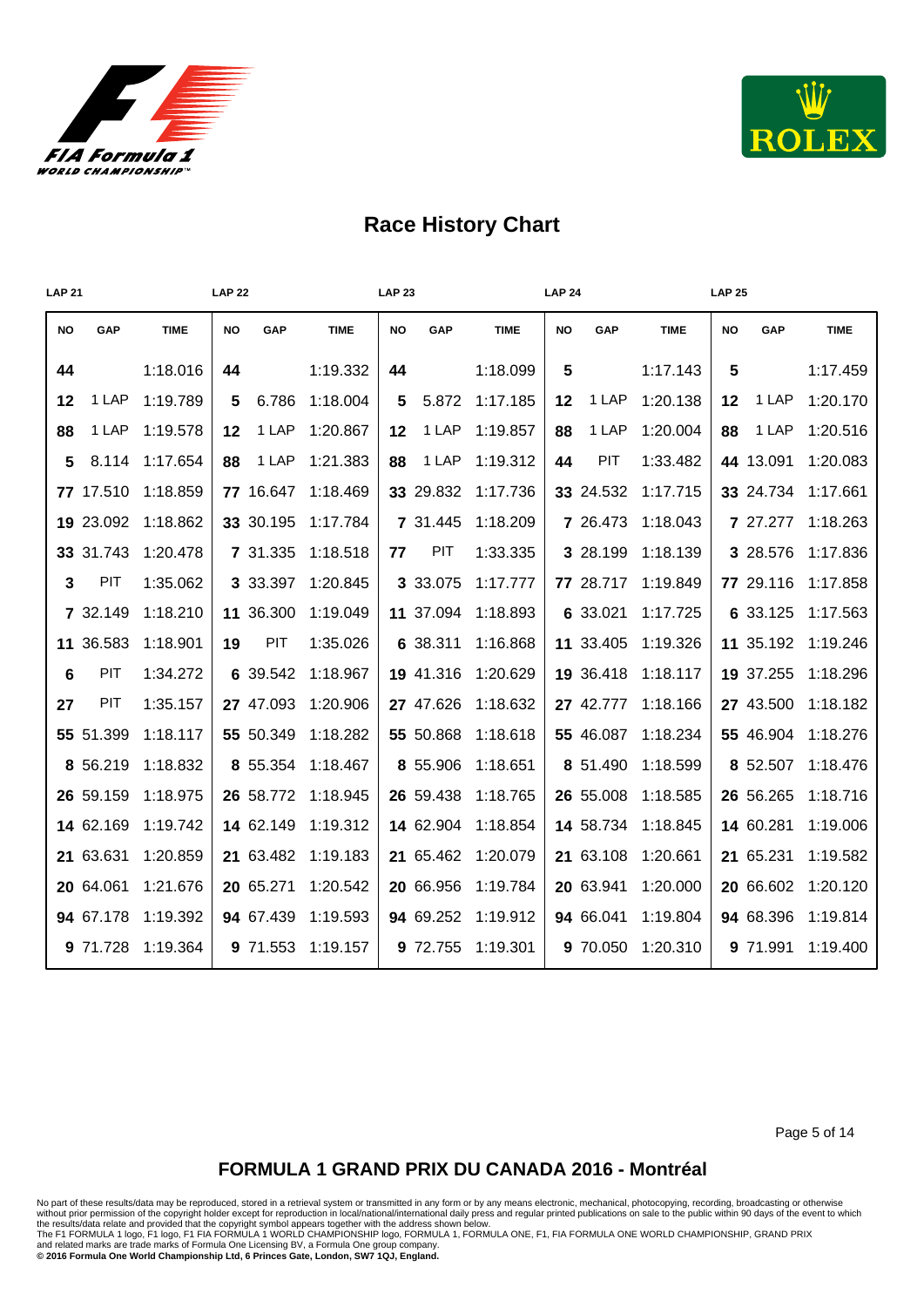# Race History Chart

| LAP 21 | | | LAP 22 | | | LAP 23 | | | LAP 24 | | | LAP 25 | | |
|---|---|---|---|---|---|---|---|---|---|---|---|---|---|---|
| **NO** | **GAP** | **TIME** | **NO** | **GAP** | **TIME** | **NO** | **GAP** | **TIME** | **NO** | **GAP** | **TIME** | **NO** | **GAP** | **TIME** |
| **44** | | 1:18.016 | **44** | | 1:19.332 | **44** | | 1:18.099 | **5** | | 1:17.143 | **5** | | 1:17.459 |
| **12** | 1 LAP | 1:19.789 | **5** | 6.786 | 1:18.004 | **5** | 5.872 | 1:17.185 | **12** | 1 LAP | 1:20.138 | **12** | 1 LAP | 1:20.170 |
| **88** | 1 LAP | 1:19.578 | **12** | 1 LAP | 1:20.867 | **12** | 1 LAP | 1:19.857 | **88** | 1 LAP | 1:20.004 | **88** | 1 LAP | 1:20.516 |
| **5** | 8.114 | 1:17.654 | **88** | 1 LAP | 1:21.383 | **88** | 1 LAP | 1:19.312 | **44** | PIT | 1:33.482 | **44** | 13.091 | 1:20.083 |
| **77** | 17.510 | 1:18.859 | **77** | 16.647 | 1:18.469 | **33** | 29.832 | 1:17.736 | **33** | 24.532 | 1:17.715 | **33** | 24.734 | 1:17.661 |
| **19** | 23.092 | 1:18.862 | **33** | 30.195 | 1:17.784 | **7** | 31.445 | 1:18.209 | **7** | 26.473 | 1:18.043 | **7** | 27.277 | 1:18.263 |
| **33** | 31.743 | 1:20.478 | **7** | 31.335 | 1:18.518 | **77** | PIT | 1:33.335 | **3** | 28.199 | 1:18.139 | **3** | 28.576 | 1:17.836 |
| **3** | PIT | 1:35.062 | **3** | 33.397 | 1:20.845 | **3** | 33.075 | 1:17.777 | **77** | 28.717 | 1:19.849 | **77** | 29.116 | 1:17.858 |
| **7** | 32.149 | 1:18.210 | **11** | 36.300 | 1:19.049 | **11** | 37.094 | 1:18.893 | **6** | 33.021 | 1:17.725 | **6** | 33.125 | 1:17.563 |
| **11** | 36.583 | 1:18.901 | **19** | PIT | 1:35.026 | **6** | 38.311 | 1:16.868 | **11** | 33.405 | 1:19.326 | **11** | 35.192 | 1:19.246 |
| **6** | PIT | 1:34.272 | **6** | 39.542 | 1:18.967 | **19** | 41.316 | 1:20.629 | **19** | 36.418 | 1:18.117 | **19** | 37.255 | 1:18.296 |
| **27** | PIT | 1:35.157 | **27** | 47.093 | 1:20.906 | **27** | 47.626 | 1:18.632 | **27** | 42.777 | 1:18.166 | **27** | 43.500 | 1:18.182 |
| **55** | 51.399 | 1:18.117 | **55** | 50.349 | 1:18.282 | **55** | 50.868 | 1:18.618 | **55** | 46.087 | 1:18.234 | **55** | 46.904 | 1:18.276 |
| **8** | 56.219 | 1:18.832 | **8** | 55.354 | 1:18.467 | **8** | 55.906 | 1:18.651 | **8** | 51.490 | 1:18.599 | **8** | 52.507 | 1:18.476 |
| **26** | 59.159 | 1:18.975 | **26** | 58.772 | 1:18.945 | **26** | 59.438 | 1:18.765 | **26** | 55.008 | 1:18.585 | **26** | 56.265 | 1:18.716 |
| **14** | 62.169 | 1:19.742 | **14** | 62.149 | 1:19.312 | **14** | 62.904 | 1:18.854 | **14** | 58.734 | 1:18.845 | **14** | 60.281 | 1:19.006 |
| **21** | 63.631 | 1:20.859 | **21** | 63.482 | 1:19.183 | **21** | 65.462 | 1:20.079 | **21** | 63.108 | 1:20.661 | **21** | 65.231 | 1:19.582 |
| **20** | 64.061 | 1:21.676 | **20** | 65.271 | 1:20.542 | **20** | 66.956 | 1:19.784 | **20** | 63.941 | 1:20.000 | **20** | 66.602 | 1:20.120 |
| **94** | 67.178 | 1:19.392 | **94** | 67.439 | 1:19.593 | **94** | 69.252 | 1:19.912 | **94** | 66.041 | 1:19.804 | **94** | 68.396 | 1:19.814 |
| **9** | 71.728 | 1:19.364 | **9** | 71.553 | 1:19.157 | **9** | 72.755 | 1:19.301 | **9** | 70.050 | 1:20.310 | **9** | 71.991 | 1:19.400 |

## FORMULA 1 GRAND PRIX DU CANADA 2016 - Montréal

No part of these results/data may be reproduced, stored in a retrieval system or transmitted in any form or by any means electronic, mechanical, photocopying, recording, broadcasting or otherwise without prior permission of the copyright holder except for reproduction in local/national/international daily press and regular printed publications on sale to the public within 90 days of the event to which the results/data relate and provided that the copyright symbol appears together with the address shown below.
The F1 FORMULA 1 logo, F1 logo, F1 FIA FORMULA 1 WORLD CHAMPIONSHIP logo, FORMULA 1, FORMULA ONE, F1, FIA FORMULA ONE WORLD CHAMPIONSHIP, GRAND PRIX and related marks are trade marks of Formula One Licensing BV, a Formula One group company.
**© 2016 Formula One World Championship Ltd, 6 Princes Gate, London, SW7 1QJ, England.**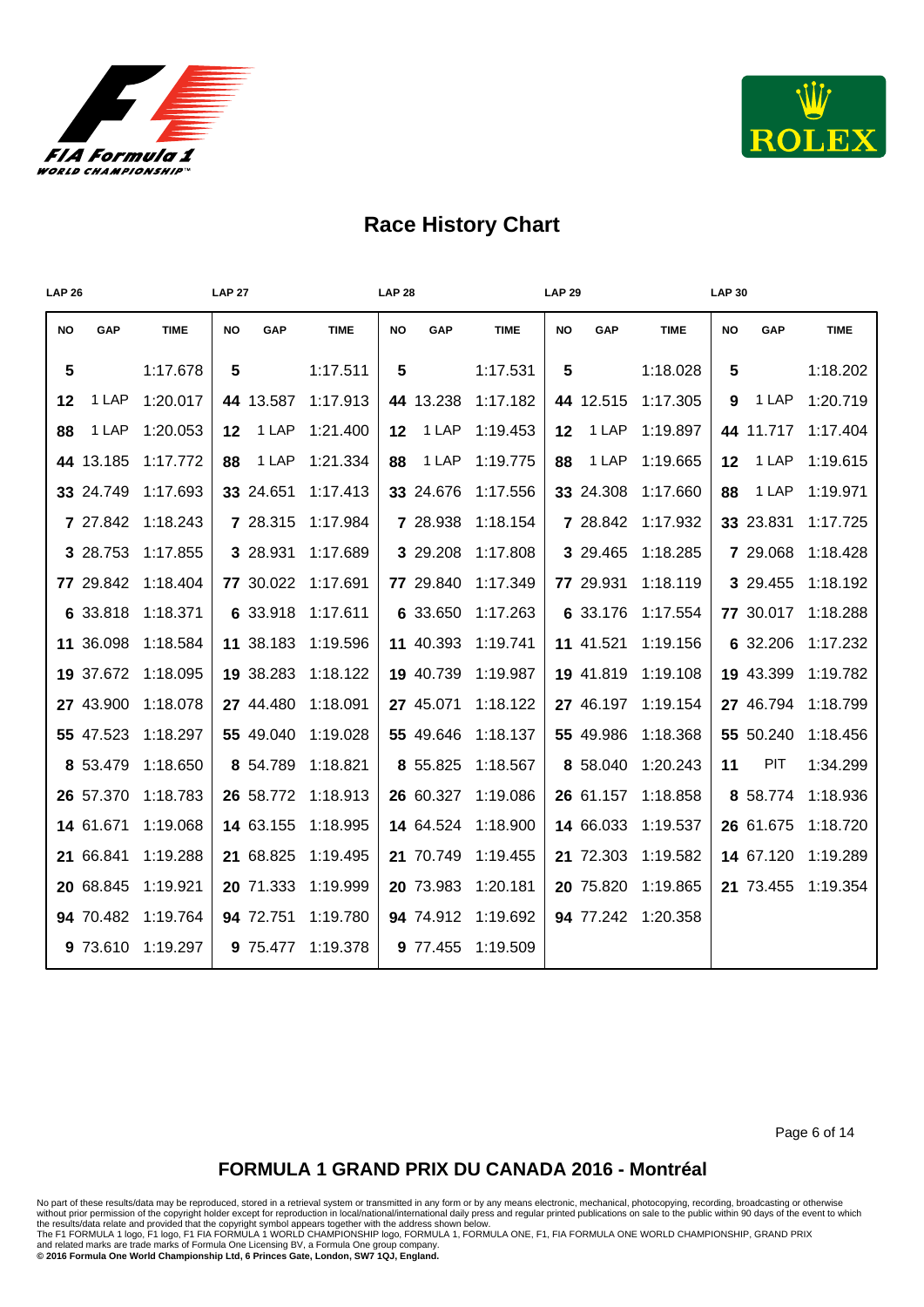## Race History Chart

| LAP 26 | | | LAP 27 | | | LAP 28 | | | LAP 29 | | | LAP 30 | | |
|---|---|---|---|---|---|---|---|---|---|---|---|---|---|---|
| **NO** | **GAP** | **TIME** | **NO** | **GAP** | **TIME** | **NO** | **GAP** | **TIME** | **NO** | **GAP** | **TIME** | **NO** | **GAP** | **TIME** |
| **5** | | 1:17.678 | **5** | | 1:17.511 | **5** | | 1:17.531 | **5** | | 1:18.028 | **5** | | 1:18.202 |
| **12** | 1 LAP | 1:20.017 | **44** | 13.587 | 1:17.913 | **44** | 13.238 | 1:17.182 | **44** | 12.515 | 1:17.305 | **9** | 1 LAP | 1:20.719 |
| **88** | 1 LAP | 1:20.053 | **12** | 1 LAP | 1:21.400 | **12** | 1 LAP | 1:19.453 | **12** | 1 LAP | 1:19.897 | **44** | 11.717 | 1:17.404 |
| **44** | 13.185 | 1:17.772 | **88** | 1 LAP | 1:21.334 | **88** | 1 LAP | 1:19.775 | **88** | 1 LAP | 1:19.665 | **12** | 1 LAP | 1:19.615 |
| **33** | 24.749 | 1:17.693 | **33** | 24.651 | 1:17.413 | **33** | 24.676 | 1:17.556 | **33** | 24.308 | 1:17.660 | **88** | 1 LAP | 1:19.971 |
| **7** | 27.842 | 1:18.243 | **7** | 28.315 | 1:17.984 | **7** | 28.938 | 1:18.154 | **7** | 28.842 | 1:17.932 | **33** | 23.831 | 1:17.725 |
| **3** | 28.753 | 1:17.855 | **3** | 28.931 | 1:17.689 | **3** | 29.208 | 1:17.808 | **3** | 29.465 | 1:18.285 | **7** | 29.068 | 1:18.428 |
| **77** | 29.842 | 1:18.404 | **77** | 30.022 | 1:17.691 | **77** | 29.840 | 1:17.349 | **77** | 29.931 | 1:18.119 | **3** | 29.455 | 1:18.192 |
| **6** | 33.818 | 1:18.371 | **6** | 33.918 | 1:17.611 | **6** | 33.650 | 1:17.263 | **6** | 33.176 | 1:17.554 | **77** | 30.017 | 1:18.288 |
| **11** | 36.098 | 1:18.584 | **11** | 38.183 | 1:19.596 | **11** | 40.393 | 1:19.741 | **11** | 41.521 | 1:19.156 | **6** | 32.206 | 1:17.232 |
| **19** | 37.672 | 1:18.095 | **19** | 38.283 | 1:18.122 | **19** | 40.739 | 1:19.987 | **19** | 41.819 | 1:19.108 | **19** | 43.399 | 1:19.782 |
| **27** | 43.900 | 1:18.078 | **27** | 44.480 | 1:18.091 | **27** | 45.071 | 1:18.122 | **27** | 46.197 | 1:19.154 | **27** | 46.794 | 1:18.799 |
| **55** | 47.523 | 1:18.297 | **55** | 49.040 | 1:19.028 | **55** | 49.646 | 1:18.137 | **55** | 49.986 | 1:18.368 | **55** | 50.240 | 1:18.456 |
| **8** | 53.479 | 1:18.650 | **8** | 54.789 | 1:18.821 | **8** | 55.825 | 1:18.567 | **8** | 58.040 | 1:20.243 | **11** | PIT | 1:34.299 |
| **26** | 57.370 | 1:18.783 | **26** | 58.772 | 1:18.913 | **26** | 60.327 | 1:19.086 | **26** | 61.157 | 1:18.858 | **8** | 58.774 | 1:18.936 |
| **14** | 61.671 | 1:19.068 | **14** | 63.155 | 1:18.995 | **14** | 64.524 | 1:18.900 | **14** | 66.033 | 1:19.537 | **26** | 61.675 | 1:18.720 |
| **21** | 66.841 | 1:19.288 | **21** | 68.825 | 1:19.495 | **21** | 70.749 | 1:19.455 | **21** | 72.303 | 1:19.582 | **14** | 67.120 | 1:19.289 |
| **20** | 68.845 | 1:19.921 | **20** | 71.333 | 1:19.999 | **20** | 73.983 | 1:20.181 | **20** | 75.820 | 1:19.865 | **21** | 73.455 | 1:19.354 |
| **94** | 70.482 | 1:19.764 | **94** | 72.751 | 1:19.780 | **94** | 74.912 | 1:19.692 | **94** | 77.242 | 1:20.358 | | | |
| **9** | 73.610 | 1:19.297 | **9** | 75.477 | 1:19.378 | **9** | 77.455 | 1:19.509 | | | | | | |

## FORMULA 1 GRAND PRIX DU CANADA 2016 - Montréal

No part of these results/data may be reproduced, stored in a retrieval system or transmitted in any form or by any means electronic, mechanical, photocopying, recording, broadcasting or otherwise without prior permission of the copyright holder except for reproduction in local/national/international daily press and regular printed publications on sale to the public within 90 days of the event to which the results/data relate and provided that the copyright symbol appears together with the address shown below.
The F1 FORMULA 1 logo, F1 logo, F1 FIA FORMULA 1 WORLD CHAMPIONSHIP logo, FORMULA 1, FORMULA ONE, F1, FIA FORMULA ONE WORLD CHAMPIONSHIP, GRAND PRIX and related marks are trade marks of Formula One Licensing BV, a Formula One group company.
**© 2016 Formula One World Championship Ltd, 6 Princes Gate, London, SW7 1QJ, England.**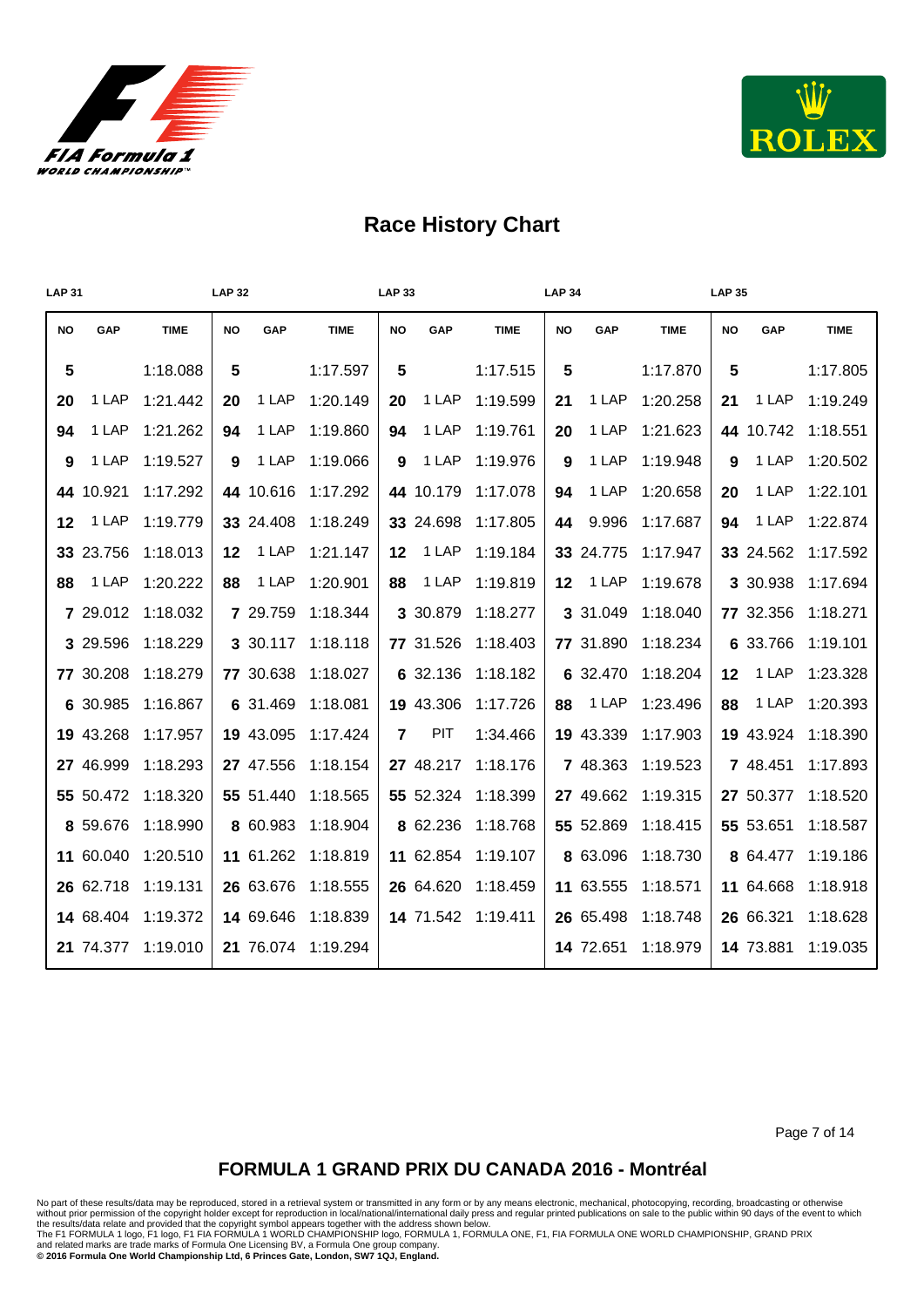# Race History Chart

| LAP 31 | | | LAP 32 | | | LAP 33 | | | LAP 34 | | | LAP 35 | | |
|---|---|---|---|---|---|---|---|---|---|---|---|---|---|---|
| NO | GAP | TIME | NO | GAP | TIME | NO | GAP | TIME | NO | GAP | TIME | NO | GAP | TIME |
| 5 | | 1:18.088 | 5 | | 1:17.597 | 5 | | 1:17.515 | 5 | | 1:17.870 | 5 | | 1:17.805 |
| 20 | 1 LAP | 1:21.442 | 20 | 1 LAP | 1:20.149 | 20 | 1 LAP | 1:19.599 | 21 | 1 LAP | 1:20.258 | 21 | 1 LAP | 1:19.249 |
| 94 | 1 LAP | 1:21.262 | 94 | 1 LAP | 1:19.860 | 94 | 1 LAP | 1:19.761 | 20 | 1 LAP | 1:21.623 | 44 | 10.742 | 1:18.551 |
| 9 | 1 LAP | 1:19.527 | 9 | 1 LAP | 1:19.066 | 9 | 1 LAP | 1:19.976 | 9 | 1 LAP | 1:19.948 | 9 | 1 LAP | 1:20.502 |
| 44 | 10.921 | 1:17.292 | 44 | 10.616 | 1:17.292 | 44 | 10.179 | 1:17.078 | 94 | 1 LAP | 1:20.658 | 20 | 1 LAP | 1:22.101 |
| 12 | 1 LAP | 1:19.779 | 33 | 24.408 | 1:18.249 | 33 | 24.698 | 1:17.805 | 44 | 9.996 | 1:17.687 | 94 | 1 LAP | 1:22.874 |
| 33 | 23.756 | 1:18.013 | 12 | 1 LAP | 1:21.147 | 12 | 1 LAP | 1:19.184 | 33 | 24.775 | 1:17.947 | 33 | 24.562 | 1:17.592 |
| 88 | 1 LAP | 1:20.222 | 88 | 1 LAP | 1:20.901 | 88 | 1 LAP | 1:19.819 | 12 | 1 LAP | 1:19.678 | 3 | 30.938 | 1:17.694 |
| 7 | 29.012 | 1:18.032 | 7 | 29.759 | 1:18.344 | 3 | 30.879 | 1:18.277 | 3 | 31.049 | 1:18.040 | 77 | 32.356 | 1:18.271 |
| 3 | 29.596 | 1:18.229 | 3 | 30.117 | 1:18.118 | 77 | 31.526 | 1:18.403 | 77 | 31.890 | 1:18.234 | 6 | 33.766 | 1:19.101 |
| 77 | 30.208 | 1:18.279 | 77 | 30.638 | 1:18.027 | 6 | 32.136 | 1:18.182 | 6 | 32.470 | 1:18.204 | 12 | 1 LAP | 1:23.328 |
| 6 | 30.985 | 1:16.867 | 6 | 31.469 | 1:18.081 | 19 | 43.306 | 1:17.726 | 88 | 1 LAP | 1:23.496 | 88 | 1 LAP | 1:20.393 |
| 19 | 43.268 | 1:17.957 | 19 | 43.095 | 1:17.424 | 7 | PIT | 1:34.466 | 19 | 43.339 | 1:17.903 | 19 | 43.924 | 1:18.390 |
| 27 | 46.999 | 1:18.293 | 27 | 47.556 | 1:18.154 | 27 | 48.217 | 1:18.176 | 7 | 48.363 | 1:19.523 | 7 | 48.451 | 1:17.893 |
| 55 | 50.472 | 1:18.320 | 55 | 51.440 | 1:18.565 | 55 | 52.324 | 1:18.399 | 27 | 49.662 | 1:19.315 | 27 | 50.377 | 1:18.520 |
| 8 | 59.676 | 1:18.990 | 8 | 60.983 | 1:18.904 | 8 | 62.236 | 1:18.768 | 55 | 52.869 | 1:18.415 | 55 | 53.651 | 1:18.587 |
| 11 | 60.040 | 1:20.510 | 11 | 61.262 | 1:18.819 | 11 | 62.854 | 1:19.107 | 8 | 63.096 | 1:18.730 | 8 | 64.477 | 1:19.186 |
| 26 | 62.718 | 1:19.131 | 26 | 63.676 | 1:18.555 | 26 | 64.620 | 1:18.459 | 11 | 63.555 | 1:18.571 | 11 | 64.668 | 1:18.918 |
| 14 | 68.404 | 1:19.372 | 14 | 69.646 | 1:18.839 | 14 | 71.542 | 1:19.411 | 26 | 65.498 | 1:18.748 | 26 | 66.321 | 1:18.628 |
| 21 | 74.377 | 1:19.010 | 21 | 76.074 | 1:19.294 | | | | 14 | 72.651 | 1:18.979 | 14 | 73.881 | 1:19.035 |

## FORMULA 1 GRAND PRIX DU CANADA 2016 - Montréal

No part of these results/data may be reproduced, stored in a retrieval system or transmitted in any form or by any means electronic, mechanical, photocopying, recording, broadcasting or otherwise without prior permission of the copyright holder except for reproduction in local/national/international daily press and regular printed publications on sale to the public within 90 days of the event to which the results/data relate and provided that the copyright symbol appears together with the address shown below.
The F1 FORMULA 1 logo, F1 logo, F1 FIA FORMULA 1 WORLD CHAMPIONSHIP logo, FORMULA 1, FORMULA ONE, F1, FIA FORMULA ONE WORLD CHAMPIONSHIP, GRAND PRIX and related marks are trade marks of Formula One Licensing BV, a Formula One group company.
**© 2016 Formula One World Championship Ltd, 6 Princes Gate, London, SW7 1QJ, England.**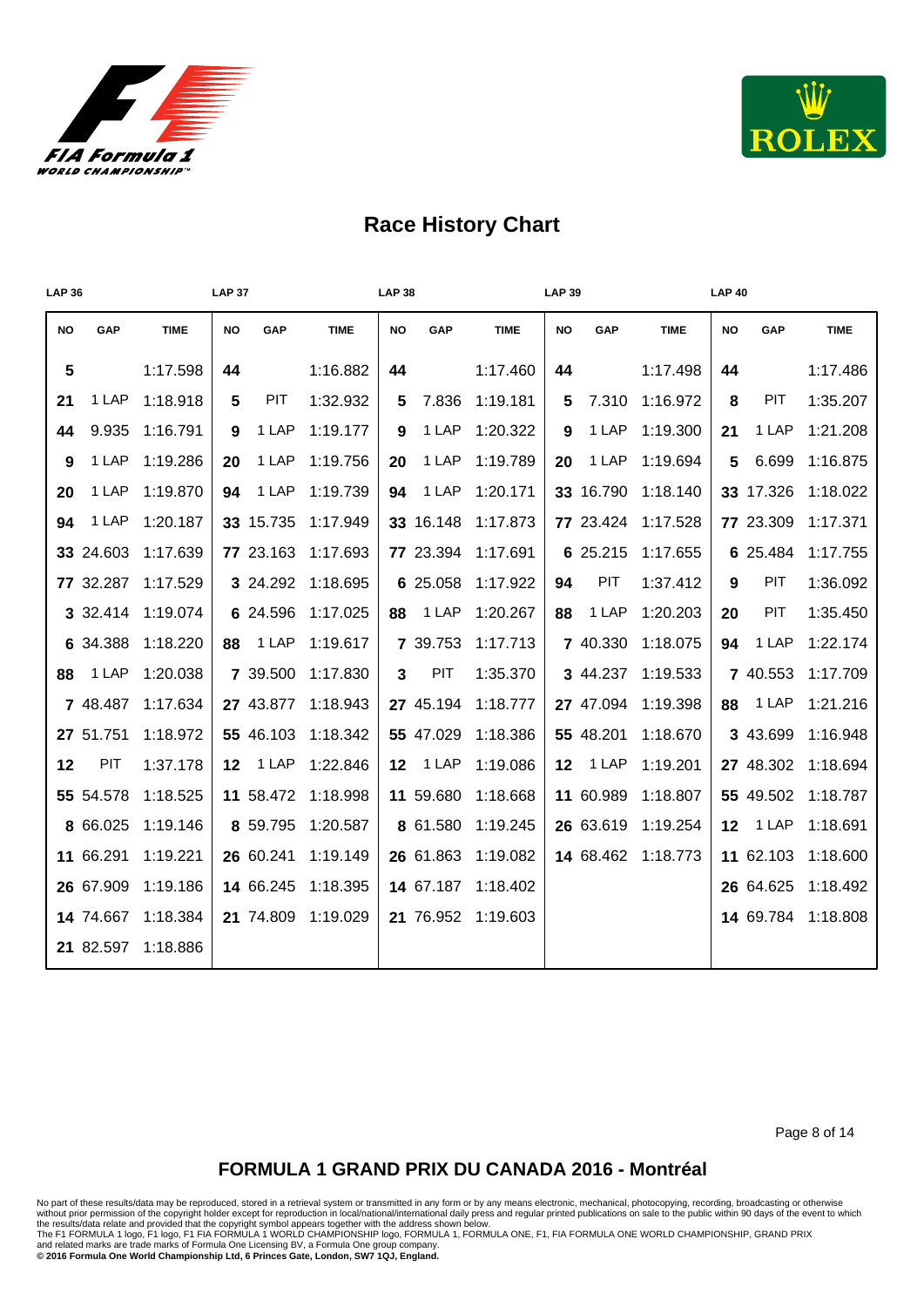# Race History Chart

| LAP 36 | | | LAP 37 | | | LAP 38 | | | LAP 39 | | | LAP 40 | | |
|---|---|---|---|---|---|---|---|---|---|---|---|---|---|---|
| NO | GAP | TIME | NO | GAP | TIME | NO | GAP | TIME | NO | GAP | TIME | NO | GAP | TIME |
| 5 | | 1:17.598 | 44 | | 1:16.882 | 44 | | 1:17.460 | 44 | | 1:17.498 | 44 | | 1:17.486 |
| 21 | 1 LAP | 1:18.918 | 5 | PIT | 1:32.932 | 5 | 7.836 | 1:19.181 | 5 | 7.310 | 1:16.972 | 8 | PIT | 1:35.207 |
| 44 | 9.935 | 1:16.791 | 9 | 1 LAP | 1:19.177 | 9 | 1 LAP | 1:20.322 | 9 | 1 LAP | 1:19.300 | 21 | 1 LAP | 1:21.208 |
| 9 | 1 LAP | 1:19.286 | 20 | 1 LAP | 1:19.756 | 20 | 1 LAP | 1:19.789 | 20 | 1 LAP | 1:19.694 | 5 | 6.699 | 1:16.875 |
| 20 | 1 LAP | 1:19.870 | 94 | 1 LAP | 1:19.739 | 94 | 1 LAP | 1:20.171 | 33 | 16.790 | 1:18.140 | 33 | 17.326 | 1:18.022 |
| 94 | 1 LAP | 1:20.187 | 33 | 15.735 | 1:17.949 | 33 | 16.148 | 1:17.873 | 77 | 23.424 | 1:17.528 | 77 | 23.309 | 1:17.371 |
| 33 | 24.603 | 1:17.639 | 77 | 23.163 | 1:17.693 | 77 | 23.394 | 1:17.691 | 6 | 25.215 | 1:17.655 | 6 | 25.484 | 1:17.755 |
| 77 | 32.287 | 1:17.529 | 3 | 24.292 | 1:18.695 | 6 | 25.058 | 1:17.922 | 94 | PIT | 1:37.412 | 9 | PIT | 1:36.092 |
| 3 | 32.414 | 1:19.074 | 6 | 24.596 | 1:17.025 | 88 | 1 LAP | 1:20.267 | 88 | 1 LAP | 1:20.203 | 20 | PIT | 1:35.450 |
| 6 | 34.388 | 1:18.220 | 88 | 1 LAP | 1:19.617 | 7 | 39.753 | 1:17.713 | 7 | 40.330 | 1:18.075 | 94 | 1 LAP | 1:22.174 |
| 88 | 1 LAP | 1:20.038 | 7 | 39.500 | 1:17.830 | 3 | PIT | 1:35.370 | 3 | 44.237 | 1:19.533 | 7 | 40.553 | 1:17.709 |
| 7 | 48.487 | 1:17.634 | 27 | 43.877 | 1:18.943 | 27 | 45.194 | 1:18.777 | 27 | 47.094 | 1:19.398 | 88 | 1 LAP | 1:21.216 |
| 27 | 51.751 | 1:18.972 | 55 | 46.103 | 1:18.342 | 55 | 47.029 | 1:18.386 | 55 | 48.201 | 1:18.670 | 3 | 43.699 | 1:16.948 |
| 12 | PIT | 1:37.178 | 12 | 1 LAP | 1:22.846 | 12 | 1 LAP | 1:19.086 | 12 | 1 LAP | 1:19.201 | 27 | 48.302 | 1:18.694 |
| 55 | 54.578 | 1:18.525 | 11 | 58.472 | 1:18.998 | 11 | 59.680 | 1:18.668 | 11 | 60.989 | 1:18.807 | 55 | 49.502 | 1:18.787 |
| 8 | 66.025 | 1:19.146 | 8 | 59.795 | 1:20.587 | 8 | 61.580 | 1:19.245 | 26 | 63.619 | 1:19.254 | 12 | 1 LAP | 1:18.691 |
| 11 | 66.291 | 1:19.221 | 26 | 60.241 | 1:19.149 | 26 | 61.863 | 1:19.082 | 14 | 68.462 | 1:18.773 | 11 | 62.103 | 1:18.600 |
| 26 | 67.909 | 1:19.186 | 14 | 66.245 | 1:18.395 | 14 | 67.187 | 1:18.402 | | | | 26 | 64.625 | 1:18.492 |
| 14 | 74.667 | 1:18.384 | 21 | 74.809 | 1:19.029 | 21 | 76.952 | 1:19.603 | | | | 14 | 69.784 | 1:18.808 |
| 21 | 82.597 | 1:18.886 | | | | | | | | | | | | |

## FORMULA 1 GRAND PRIX DU CANADA 2016 - Montréal

No part of these results/data may be reproduced, stored in a retrieval system or transmitted in any form or by any means electronic, mechanical, photocopying, recording, broadcasting or otherwise without prior permission of the copyright holder except for reproduction in local/national/international daily press and regular printed publications on sale to the public within 90 days of the event to which the results/data relate and provided that the copyright symbol appears together with the address shown below.
The F1 FORMULA 1 logo, F1 logo, F1 FIA FORMULA 1 WORLD CHAMPIONSHIP logo, FORMULA 1, FORMULA ONE, F1, FIA FORMULA ONE WORLD CHAMPIONSHIP, GRAND PRIX and related marks are trade marks of Formula One Licensing BV, a Formula One group company.
**© 2016 Formula One World Championship Ltd, 6 Princes Gate, London, SW7 1QJ, England.**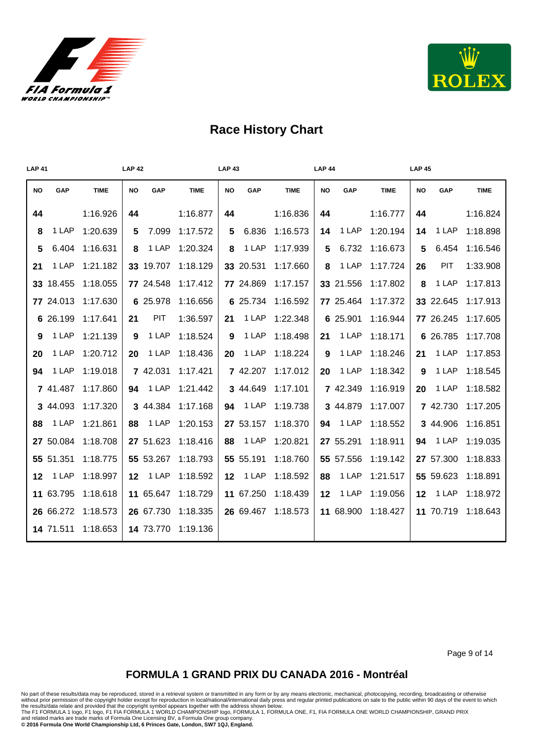# Race History Chart

| LAP 41 | | | LAP 42 | | | LAP 43 | | | LAP 44 | | | LAP 45 | | |
|---|---|---|---|---|---|---|---|---|---|---|---|---|---|---|
| NO | GAP | TIME | NO | GAP | TIME | NO | GAP | TIME | NO | GAP | TIME | NO | GAP | TIME |
| 44 | | 1:16.926 | 44 | | 1:16.877 | 44 | | 1:16.836 | 44 | | 1:16.777 | 44 | | 1:16.824 |
| 8 | 1 LAP | 1:20.639 | 5 | 7.099 | 1:17.572 | 5 | 6.836 | 1:16.573 | 14 | 1 LAP | 1:20.194 | 14 | 1 LAP | 1:18.898 |
| 5 | 6.404 | 1:16.631 | 8 | 1 LAP | 1:20.324 | 8 | 1 LAP | 1:17.939 | 5 | 6.732 | 1:16.673 | 5 | 6.454 | 1:16.546 |
| 21 | 1 LAP | 1:21.182 | 33 | 19.707 | 1:18.129 | 33 | 20.531 | 1:17.660 | 8 | 1 LAP | 1:17.724 | 26 | PIT | 1:33.908 |
| 33 | 18.455 | 1:18.055 | 77 | 24.548 | 1:17.412 | 77 | 24.869 | 1:17.157 | 33 | 21.556 | 1:17.802 | 8 | 1 LAP | 1:17.813 |
| 77 | 24.013 | 1:17.630 | 6 | 25.978 | 1:16.656 | 6 | 25.734 | 1:16.592 | 77 | 25.464 | 1:17.372 | 33 | 22.645 | 1:17.913 |
| 6 | 26.199 | 1:17.641 | 21 | PIT | 1:36.597 | 21 | 1 LAP | 1:22.348 | 6 | 25.901 | 1:16.944 | 77 | 26.245 | 1:17.605 |
| 9 | 1 LAP | 1:21.139 | 9 | 1 LAP | 1:18.524 | 9 | 1 LAP | 1:18.498 | 21 | 1 LAP | 1:18.171 | 6 | 26.785 | 1:17.708 |
| 20 | 1 LAP | 1:20.712 | 20 | 1 LAP | 1:18.436 | 20 | 1 LAP | 1:18.224 | 9 | 1 LAP | 1:18.246 | 21 | 1 LAP | 1:17.853 |
| 94 | 1 LAP | 1:19.018 | 7 | 42.031 | 1:17.421 | 7 | 42.207 | 1:17.012 | 20 | 1 LAP | 1:18.342 | 9 | 1 LAP | 1:18.545 |
| 7 | 41.487 | 1:17.860 | 94 | 1 LAP | 1:21.442 | 3 | 44.649 | 1:17.101 | 7 | 42.349 | 1:16.919 | 20 | 1 LAP | 1:18.582 |
| 3 | 44.093 | 1:17.320 | 3 | 44.384 | 1:17.168 | 94 | 1 LAP | 1:19.738 | 3 | 44.879 | 1:17.007 | 7 | 42.730 | 1:17.205 |
| 88 | 1 LAP | 1:21.861 | 88 | 1 LAP | 1:20.153 | 27 | 53.157 | 1:18.370 | 94 | 1 LAP | 1:18.552 | 3 | 44.906 | 1:16.851 |
| 27 | 50.084 | 1:18.708 | 27 | 51.623 | 1:18.416 | 88 | 1 LAP | 1:20.821 | 27 | 55.291 | 1:18.911 | 94 | 1 LAP | 1:19.035 |
| 55 | 51.351 | 1:18.775 | 55 | 53.267 | 1:18.793 | 55 | 55.191 | 1:18.760 | 55 | 57.556 | 1:19.142 | 27 | 57.300 | 1:18.833 |
| 12 | 1 LAP | 1:18.997 | 12 | 1 LAP | 1:18.592 | 12 | 1 LAP | 1:18.592 | 88 | 1 LAP | 1:21.517 | 55 | 59.623 | 1:18.891 |
| 11 | 63.795 | 1:18.618 | 11 | 65.647 | 1:18.729 | 11 | 67.250 | 1:18.439 | 12 | 1 LAP | 1:19.056 | 12 | 1 LAP | 1:18.972 |
| 26 | 66.272 | 1:18.573 | 26 | 67.730 | 1:18.335 | 26 | 69.467 | 1:18.573 | 11 | 68.900 | 1:18.427 | 11 | 70.719 | 1:18.643 |
| 14 | 71.511 | 1:18.653 | 14 | 73.770 | 1:19.136 | | | | | | | | | |

## FORMULA 1 GRAND PRIX DU CANADA 2016 - Montréal

No part of these results/data may be reproduced, stored in a retrieval system or transmitted in any form or by any means electronic, mechanical, photocopying, recording, broadcasting or otherwise without prior permission of the copyright holder except for reproduction in local/national/international daily press and regular printed publications on sale to the public within 90 days of the event to which the results/data relate and provided that the copyright symbol appears together with the address shown below.
The F1 FORMULA 1 logo, F1 logo, F1 FIA FORMULA 1 WORLD CHAMPIONSHIP logo, FORMULA 1, FORMULA ONE, F1, FIA FORMULA ONE WORLD CHAMPIONSHIP, GRAND PRIX and related marks are trade marks of Formula One Licensing BV, a Formula One group company.
**© 2016 Formula One World Championship Ltd, 6 Princes Gate, London, SW7 1QJ, England.**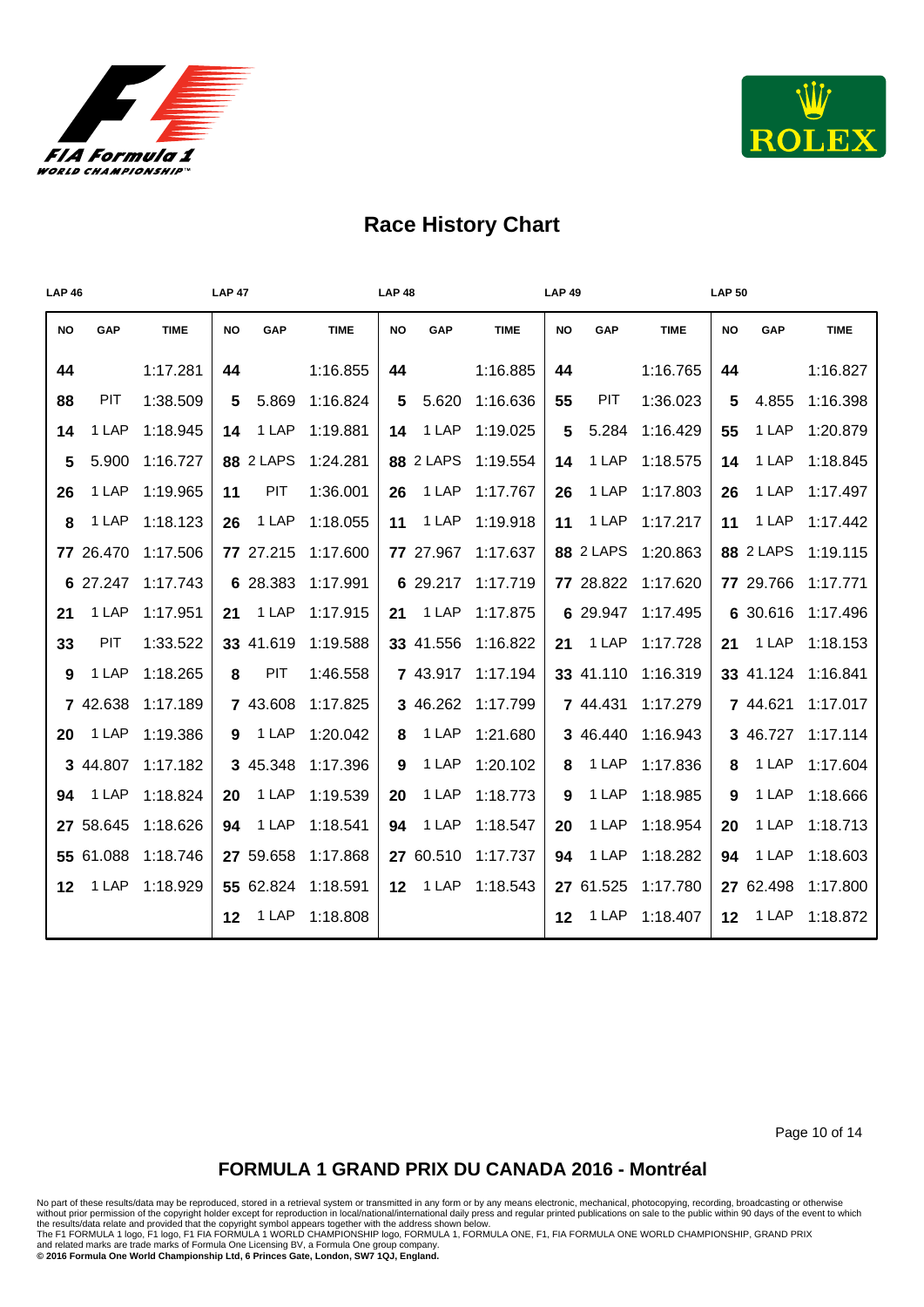# Race History Chart

| LAP 46 | | | LAP 47 | | | LAP 48 | | | LAP 49 | | | LAP 50 | | |
|---|---|---|---|---|---|---|---|---|---|---|---|---|---|---|
| **NO** | **GAP** | **TIME** | **NO** | **GAP** | **TIME** | **NO** | **GAP** | **TIME** | **NO** | **GAP** | **TIME** | **NO** | **GAP** | **TIME** |
| **44** | | 1:17.281 | **44** | | 1:16.855 | **44** | | 1:16.885 | **44** | | 1:16.765 | **44** | | 1:16.827 |
| **88** | PIT | 1:38.509 | **5** | 5.869 | 1:16.824 | **5** | 5.620 | 1:16.636 | **55** | PIT | 1:36.023 | **5** | 4.855 | 1:16.398 |
| **14** | 1 LAP | 1:18.945 | **14** | 1 LAP | 1:19.881 | **14** | 1 LAP | 1:19.025 | **5** | 5.284 | 1:16.429 | **55** | 1 LAP | 1:20.879 |
| **5** | 5.900 | 1:16.727 | **88** | 2 LAPS | 1:24.281 | **88** | 2 LAPS | 1:19.554 | **14** | 1 LAP | 1:18.575 | **14** | 1 LAP | 1:18.845 |
| **26** | 1 LAP | 1:19.965 | **11** | PIT | 1:36.001 | **26** | 1 LAP | 1:17.767 | **26** | 1 LAP | 1:17.803 | **26** | 1 LAP | 1:17.497 |
| **8** | 1 LAP | 1:18.123 | **26** | 1 LAP | 1:18.055 | **11** | 1 LAP | 1:19.918 | **11** | 1 LAP | 1:17.217 | **11** | 1 LAP | 1:17.442 |
| **77** | 26.470 | 1:17.506 | **77** | 27.215 | 1:17.600 | **77** | 27.967 | 1:17.637 | **88** | 2 LAPS | 1:20.863 | **88** | 2 LAPS | 1:19.115 |
| **6** | 27.247 | 1:17.743 | **6** | 28.383 | 1:17.991 | **6** | 29.217 | 1:17.719 | **77** | 28.822 | 1:17.620 | **77** | 29.766 | 1:17.771 |
| **21** | 1 LAP | 1:17.951 | **21** | 1 LAP | 1:17.915 | **21** | 1 LAP | 1:17.875 | **6** | 29.947 | 1:17.495 | **6** | 30.616 | 1:17.496 |
| **33** | PIT | 1:33.522 | **33** | 41.619 | 1:19.588 | **33** | 41.556 | 1:16.822 | **21** | 1 LAP | 1:17.728 | **21** | 1 LAP | 1:18.153 |
| **9** | 1 LAP | 1:18.265 | **8** | PIT | 1:46.558 | **7** | 43.917 | 1:17.194 | **33** | 41.110 | 1:16.319 | **33** | 41.124 | 1:16.841 |
| **7** | 42.638 | 1:17.189 | **7** | 43.608 | 1:17.825 | **3** | 46.262 | 1:17.799 | **7** | 44.431 | 1:17.279 | **7** | 44.621 | 1:17.017 |
| **20** | 1 LAP | 1:19.386 | **9** | 1 LAP | 1:20.042 | **8** | 1 LAP | 1:21.680 | **3** | 46.440 | 1:16.943 | **3** | 46.727 | 1:17.114 |
| **3** | 44.807 | 1:17.182 | **3** | 45.348 | 1:17.396 | **9** | 1 LAP | 1:20.102 | **8** | 1 LAP | 1:17.836 | **8** | 1 LAP | 1:17.604 |
| **94** | 1 LAP | 1:18.824 | **20** | 1 LAP | 1:19.539 | **20** | 1 LAP | 1:18.773 | **9** | 1 LAP | 1:18.985 | **9** | 1 LAP | 1:18.666 |
| **27** | 58.645 | 1:18.626 | **94** | 1 LAP | 1:18.541 | **94** | 1 LAP | 1:18.547 | **20** | 1 LAP | 1:18.954 | **20** | 1 LAP | 1:18.713 |
| **55** | 61.088 | 1:18.746 | **27** | 59.658 | 1:17.868 | **27** | 60.510 | 1:17.737 | **94** | 1 LAP | 1:18.282 | **94** | 1 LAP | 1:18.603 |
| **12** | 1 LAP | 1:18.929 | **55** | 62.824 | 1:18.591 | **12** | 1 LAP | 1:18.543 | **27** | 61.525 | 1:17.780 | **27** | 62.498 | 1:17.800 |
| | | | **12** | 1 LAP | 1:18.808 | | | | **12** | 1 LAP | 1:18.407 | **12** | 1 LAP | 1:18.872 |

## FORMULA 1 GRAND PRIX DU CANADA 2016 - Montréal

No part of these results/data may be reproduced, stored in a retrieval system or transmitted in any form or by any means electronic, mechanical, photocopying, recording, broadcasting or otherwise without prior permission of the copyright holder except for reproduction in local/national/international daily press and regular printed publications on sale to the public within 90 days of the event to which the results/data relate and provided that the copyright symbol appears together with the address shown below.
The F1 FORMULA 1 logo, F1 logo, F1 FIA FORMULA 1 WORLD CHAMPIONSHIP logo, FORMULA 1, FORMULA ONE, F1, FIA FORMULA ONE WORLD CHAMPIONSHIP, GRAND PRIX and related marks are trade marks of Formula One Licensing BV, a Formula One group company.
**© 2016 Formula One World Championship Ltd, 6 Princes Gate, London, SW7 1QJ, England.**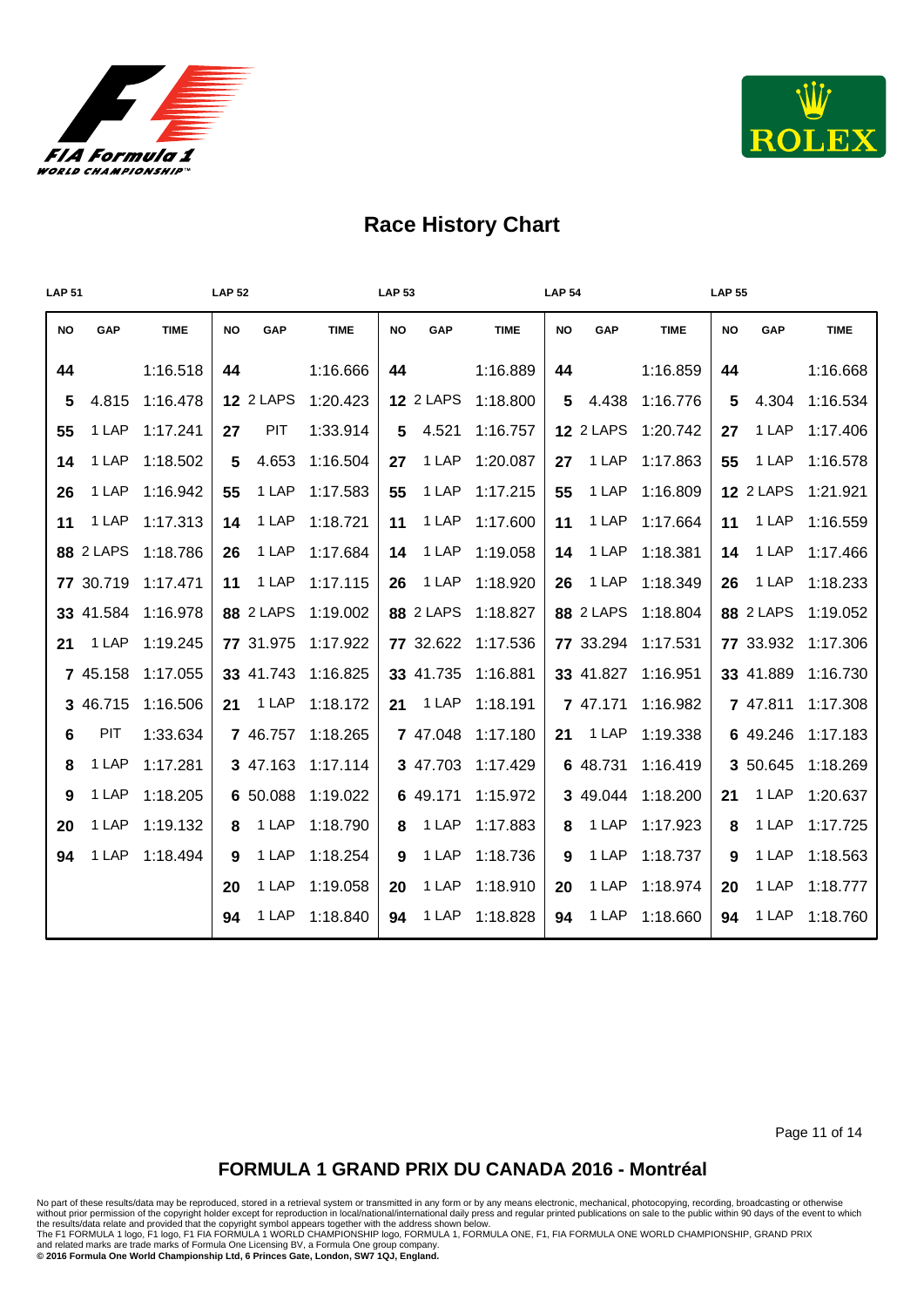## Race History Chart

| LAP 51 | | | LAP 52 | | | LAP 53 | | | LAP 54 | | | LAP 55 | | |
|---|---|---|---|---|---|---|---|---|---|---|---|---|---|---|
| NO | GAP | TIME | NO | GAP | TIME | NO | GAP | TIME | NO | GAP | TIME | NO | GAP | TIME |
| 44 | | 1:16.518 | 44 | | 1:16.666 | 44 | | 1:16.889 | 44 | | 1:16.859 | 44 | | 1:16.668 |
| 5 | 4.815 | 1:16.478 | 12 | 2 LAPS | 1:20.423 | 12 | 2 LAPS | 1:18.800 | 5 | 4.438 | 1:16.776 | 5 | 4.304 | 1:16.534 |
| 55 | 1 LAP | 1:17.241 | 27 | PIT | 1:33.914 | 5 | 4.521 | 1:16.757 | 12 | 2 LAPS | 1:20.742 | 27 | 1 LAP | 1:17.406 |
| 14 | 1 LAP | 1:18.502 | 5 | 4.653 | 1:16.504 | 27 | 1 LAP | 1:20.087 | 27 | 1 LAP | 1:17.863 | 55 | 1 LAP | 1:16.578 |
| 26 | 1 LAP | 1:16.942 | 55 | 1 LAP | 1:17.583 | 55 | 1 LAP | 1:17.215 | 55 | 1 LAP | 1:16.809 | 12 | 2 LAPS | 1:21.921 |
| 11 | 1 LAP | 1:17.313 | 14 | 1 LAP | 1:18.721 | 11 | 1 LAP | 1:17.600 | 11 | 1 LAP | 1:17.664 | 11 | 1 LAP | 1:16.559 |
| 88 | 2 LAPS | 1:18.786 | 26 | 1 LAP | 1:17.684 | 14 | 1 LAP | 1:19.058 | 14 | 1 LAP | 1:18.381 | 14 | 1 LAP | 1:17.466 |
| 77 | 30.719 | 1:17.471 | 11 | 1 LAP | 1:17.115 | 26 | 1 LAP | 1:18.920 | 26 | 1 LAP | 1:18.349 | 26 | 1 LAP | 1:18.233 |
| 33 | 41.584 | 1:16.978 | 88 | 2 LAPS | 1:19.002 | 88 | 2 LAPS | 1:18.827 | 88 | 2 LAPS | 1:18.804 | 88 | 2 LAPS | 1:19.052 |
| 21 | 1 LAP | 1:19.245 | 77 | 31.975 | 1:17.922 | 77 | 32.622 | 1:17.536 | 77 | 33.294 | 1:17.531 | 77 | 33.932 | 1:17.306 |
| 7 | 45.158 | 1:17.055 | 33 | 41.743 | 1:16.825 | 33 | 41.735 | 1:16.881 | 33 | 41.827 | 1:16.951 | 33 | 41.889 | 1:16.730 |
| 3 | 46.715 | 1:16.506 | 21 | 1 LAP | 1:18.172 | 21 | 1 LAP | 1:18.191 | 7 | 47.171 | 1:16.982 | 7 | 47.811 | 1:17.308 |
| 6 | PIT | 1:33.634 | 7 | 46.757 | 1:18.265 | 7 | 47.048 | 1:17.180 | 21 | 1 LAP | 1:19.338 | 6 | 49.246 | 1:17.183 |
| 8 | 1 LAP | 1:17.281 | 3 | 47.163 | 1:17.114 | 3 | 47.703 | 1:17.429 | 6 | 48.731 | 1:16.419 | 3 | 50.645 | 1:18.269 |
| 9 | 1 LAP | 1:18.205 | 6 | 50.088 | 1:19.022 | 6 | 49.171 | 1:15.972 | 3 | 49.044 | 1:18.200 | 21 | 1 LAP | 1:20.637 |
| 20 | 1 LAP | 1:19.132 | 8 | 1 LAP | 1:18.790 | 8 | 1 LAP | 1:17.883 | 8 | 1 LAP | 1:17.923 | 8 | 1 LAP | 1:17.725 |
| 94 | 1 LAP | 1:18.494 | 9 | 1 LAP | 1:18.254 | 9 | 1 LAP | 1:18.736 | 9 | 1 LAP | 1:18.737 | 9 | 1 LAP | 1:18.563 |
| | | | 20 | 1 LAP | 1:19.058 | 20 | 1 LAP | 1:18.910 | 20 | 1 LAP | 1:18.974 | 20 | 1 LAP | 1:18.777 |
| | | | 94 | 1 LAP | 1:18.840 | 94 | 1 LAP | 1:18.828 | 94 | 1 LAP | 1:18.660 | 94 | 1 LAP | 1:18.760 |

**FORMULA 1 GRAND PRIX DU CANADA 2016 - Montréal**

No part of these results/data may be reproduced, stored in a retrieval system or transmitted in any form or by any means electronic, mechanical, photocopying, recording, broadcasting or otherwise without prior permission of the copyright holder except for reproduction in local/national/international daily press and regular printed publications on sale to the public within 90 days of the event to which the results/data relate and provided that the copyright symbol appears together with the address shown below.
The F1 FORMULA 1 logo, F1 logo, F1 FIA FORMULA 1 WORLD CHAMPIONSHIP logo, FORMULA 1, FORMULA ONE, F1, FIA FORMULA ONE WORLD CHAMPIONSHIP, GRAND PRIX and related marks are trade marks of Formula One Licensing BV, a Formula One group company.
**© 2016 Formula One World Championship Ltd, 6 Princes Gate, London, SW7 1QJ, England.**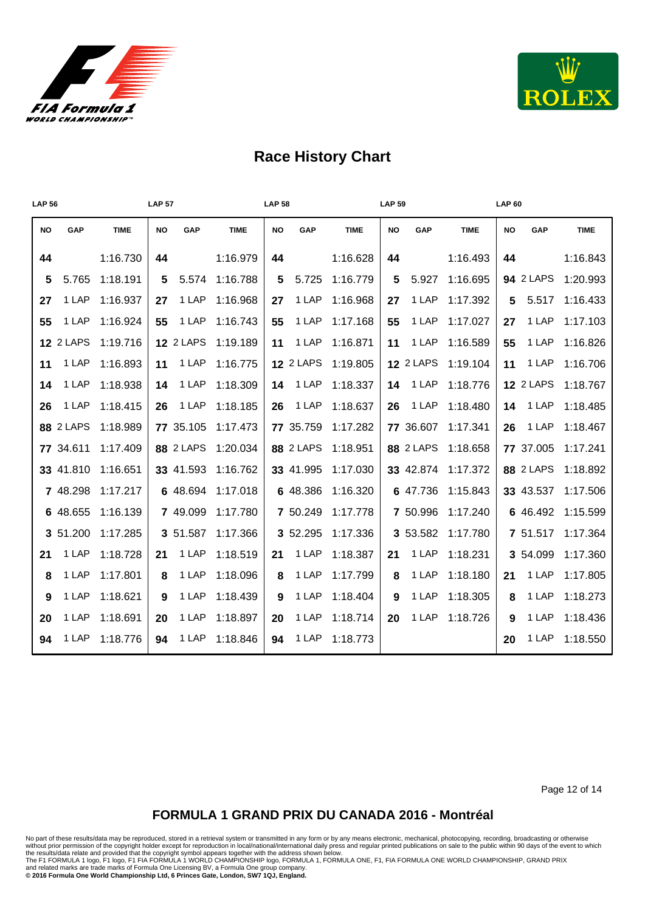# Race History Chart

| LAP 56 | | | LAP 57 | | | LAP 58 | | | LAP 59 | | | LAP 60 | | |
|---|---|---|---|---|---|---|---|---|---|---|---|---|---|---|
| **NO** | **GAP** | **TIME** | **NO** | **GAP** | **TIME** | **NO** | **GAP** | **TIME** | **NO** | **GAP** | **TIME** | **NO** | **GAP** | **TIME** |
| **44** | | 1:16.730 | **44** | | 1:16.979 | **44** | | 1:16.628 | **44** | | 1:16.493 | **44** | | 1:16.843 |
| **5** | 5.765 | 1:18.191 | **5** | 5.574 | 1:16.788 | **5** | 5.725 | 1:16.779 | **5** | 5.927 | 1:16.695 | **94** | 2 LAPS | 1:20.993 |
| **27** | 1 LAP | 1:16.937 | **27** | 1 LAP | 1:16.968 | **27** | 1 LAP | 1:16.968 | **27** | 1 LAP | 1:17.392 | **5** | 5.517 | 1:16.433 |
| **55** | 1 LAP | 1:16.924 | **55** | 1 LAP | 1:16.743 | **55** | 1 LAP | 1:17.168 | **55** | 1 LAP | 1:17.027 | **27** | 1 LAP | 1:17.103 |
| **12** | 2 LAPS | 1:19.716 | **12** | 2 LAPS | 1:19.189 | **11** | 1 LAP | 1:16.871 | **11** | 1 LAP | 1:16.589 | **55** | 1 LAP | 1:16.826 |
| **11** | 1 LAP | 1:16.893 | **11** | 1 LAP | 1:16.775 | **12** | 2 LAPS | 1:19.805 | **12** | 2 LAPS | 1:19.104 | **11** | 1 LAP | 1:16.706 |
| **14** | 1 LAP | 1:18.938 | **14** | 1 LAP | 1:18.309 | **14** | 1 LAP | 1:18.337 | **14** | 1 LAP | 1:18.776 | **12** | 2 LAPS | 1:18.767 |
| **26** | 1 LAP | 1:18.415 | **26** | 1 LAP | 1:18.185 | **26** | 1 LAP | 1:18.637 | **26** | 1 LAP | 1:18.480 | **14** | 1 LAP | 1:18.485 |
| **88** | 2 LAPS | 1:18.989 | **77** | 35.105 | 1:17.473 | **77** | 35.759 | 1:17.282 | **77** | 36.607 | 1:17.341 | **26** | 1 LAP | 1:18.467 |
| **77** | 34.611 | 1:17.409 | **88** | 2 LAPS | 1:20.034 | **88** | 2 LAPS | 1:18.951 | **88** | 2 LAPS | 1:18.658 | **77** | 37.005 | 1:17.241 |
| **33** | 41.810 | 1:16.651 | **33** | 41.593 | 1:16.762 | **33** | 41.995 | 1:17.030 | **33** | 42.874 | 1:17.372 | **88** | 2 LAPS | 1:18.892 |
| **7** | 48.298 | 1:17.217 | **6** | 48.694 | 1:17.018 | **6** | 48.386 | 1:16.320 | **6** | 47.736 | 1:15.843 | **33** | 43.537 | 1:17.506 |
| **6** | 48.655 | 1:16.139 | **7** | 49.099 | 1:17.780 | **7** | 50.249 | 1:17.778 | **7** | 50.996 | 1:17.240 | **6** | 46.492 | 1:15.599 |
| **3** | 51.200 | 1:17.285 | **3** | 51.587 | 1:17.366 | **3** | 52.295 | 1:17.336 | **3** | 53.582 | 1:17.780 | **7** | 51.517 | 1:17.364 |
| **21** | 1 LAP | 1:18.728 | **21** | 1 LAP | 1:18.519 | **21** | 1 LAP | 1:18.387 | **21** | 1 LAP | 1:18.231 | **3** | 54.099 | 1:17.360 |
| **8** | 1 LAP | 1:17.801 | **8** | 1 LAP | 1:18.096 | **8** | 1 LAP | 1:17.799 | **8** | 1 LAP | 1:18.180 | **21** | 1 LAP | 1:17.805 |
| **9** | 1 LAP | 1:18.621 | **9** | 1 LAP | 1:18.439 | **9** | 1 LAP | 1:18.404 | **9** | 1 LAP | 1:18.305 | **8** | 1 LAP | 1:18.273 |
| **20** | 1 LAP | 1:18.691 | **20** | 1 LAP | 1:18.897 | **20** | 1 LAP | 1:18.714 | **20** | 1 LAP | 1:18.726 | **9** | 1 LAP | 1:18.436 |
| **94** | 1 LAP | 1:18.776 | **94** | 1 LAP | 1:18.846 | **94** | 1 LAP | 1:18.773 | | | | **20** | 1 LAP | 1:18.550 |

## FORMULA 1 GRAND PRIX DU CANADA 2016 - Montréal

No part of these results/data may be reproduced, stored in a retrieval system or transmitted in any form or by any means electronic, mechanical, photocopying, recording, broadcasting or otherwise without prior permission of the copyright holder except for reproduction in local/national/international daily press and regular printed publications on sale to the public within 90 days of the event to which the results/data relate and provided that the copyright symbol appears together with the address shown below.
The F1 FORMULA 1 logo, F1 logo, F1 FIA FORMULA 1 WORLD CHAMPIONSHIP logo, FORMULA 1, FORMULA ONE, F1, FIA FORMULA ONE WORLD CHAMPIONSHIP, GRAND PRIX and related marks are trade marks of Formula One Licensing BV, a Formula One group company.
**© 2016 Formula One World Championship Ltd, 6 Princes Gate, London, SW7 1QJ, England.**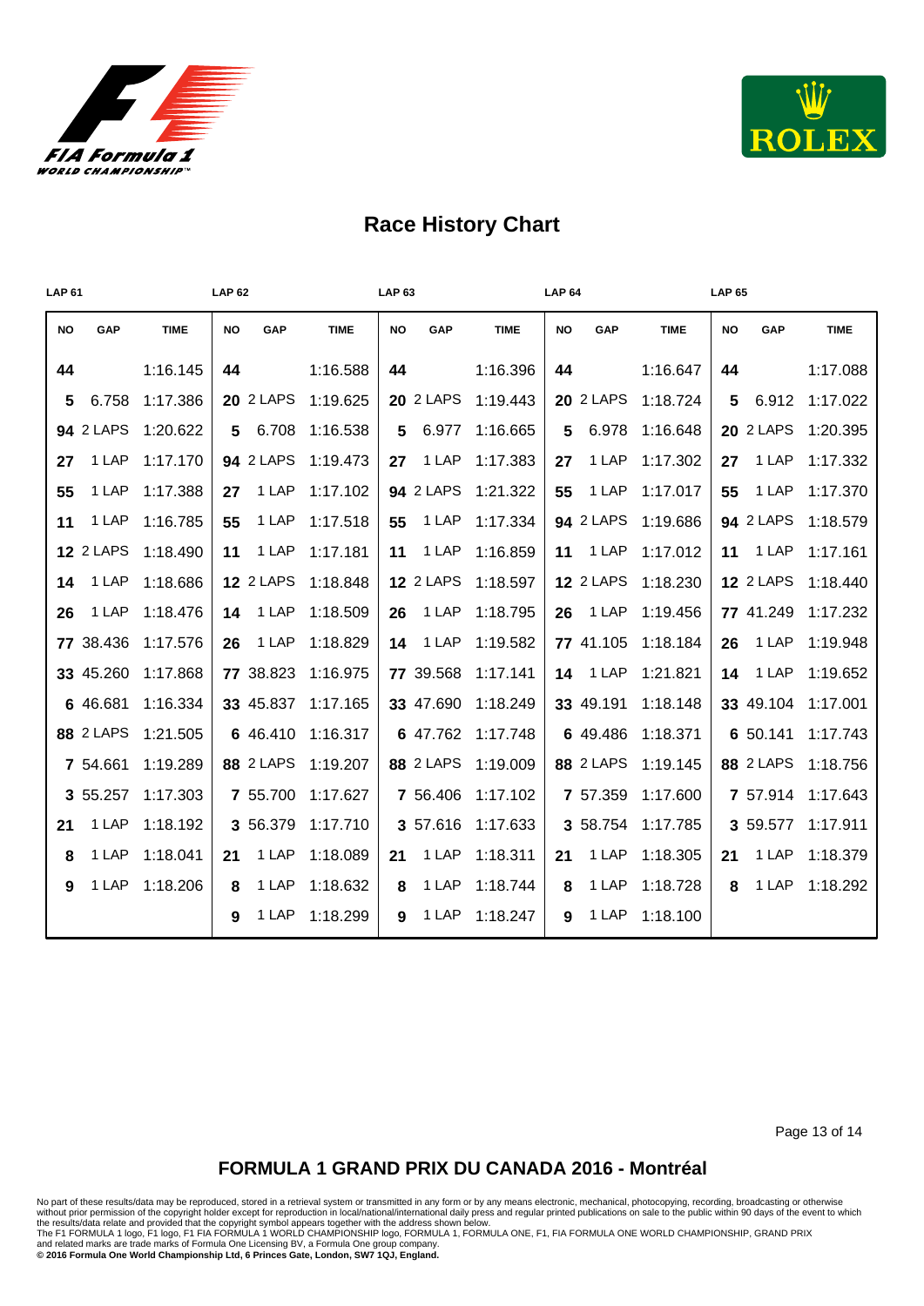# Race History Chart

| LAP 61 | | | LAP 62 | | | LAP 63 | | | LAP 64 | | | LAP 65 | | |
|---|---|---|---|---|---|---|---|---|---|---|---|---|---|---|
| NO | GAP | TIME | NO | GAP | TIME | NO | GAP | TIME | NO | GAP | TIME | NO | GAP | TIME |
| 44 | | 1:16.145 | 44 | | 1:16.588 | 44 | | 1:16.396 | 44 | | 1:16.647 | 44 | | 1:17.088 |
| 5 | 6.758 | 1:17.386 | 20 | 2 LAPS | 1:19.625 | 20 | 2 LAPS | 1:19.443 | 20 | 2 LAPS | 1:18.724 | 5 | 6.912 | 1:17.022 |
| 94 | 2 LAPS | 1:20.622 | 5 | 6.708 | 1:16.538 | 5 | 6.977 | 1:16.665 | 5 | 6.978 | 1:16.648 | 20 | 2 LAPS | 1:20.395 |
| 27 | 1 LAP | 1:17.170 | 94 | 2 LAPS | 1:19.473 | 27 | 1 LAP | 1:17.383 | 27 | 1 LAP | 1:17.302 | 27 | 1 LAP | 1:17.332 |
| 55 | 1 LAP | 1:17.388 | 27 | 1 LAP | 1:17.102 | 94 | 2 LAPS | 1:21.322 | 55 | 1 LAP | 1:17.017 | 55 | 1 LAP | 1:17.370 |
| 11 | 1 LAP | 1:16.785 | 55 | 1 LAP | 1:17.518 | 55 | 1 LAP | 1:17.334 | 94 | 2 LAPS | 1:19.686 | 94 | 2 LAPS | 1:18.579 |
| 12 | 2 LAPS | 1:18.490 | 11 | 1 LAP | 1:17.181 | 11 | 1 LAP | 1:16.859 | 11 | 1 LAP | 1:17.012 | 11 | 1 LAP | 1:17.161 |
| 14 | 1 LAP | 1:18.686 | 12 | 2 LAPS | 1:18.848 | 12 | 2 LAPS | 1:18.597 | 12 | 2 LAPS | 1:18.230 | 12 | 2 LAPS | 1:18.440 |
| 26 | 1 LAP | 1:18.476 | 14 | 1 LAP | 1:18.509 | 26 | 1 LAP | 1:18.795 | 26 | 1 LAP | 1:19.456 | 77 | 41.249 | 1:17.232 |
| 77 | 38.436 | 1:17.576 | 26 | 1 LAP | 1:18.829 | 14 | 1 LAP | 1:19.582 | 77 | 41.105 | 1:18.184 | 26 | 1 LAP | 1:19.948 |
| 33 | 45.260 | 1:17.868 | 77 | 38.823 | 1:16.975 | 77 | 39.568 | 1:17.141 | 14 | 1 LAP | 1:21.821 | 14 | 1 LAP | 1:19.652 |
| 6 | 46.681 | 1:16.334 | 33 | 45.837 | 1:17.165 | 33 | 47.690 | 1:18.249 | 33 | 49.191 | 1:18.148 | 33 | 49.104 | 1:17.001 |
| 88 | 2 LAPS | 1:21.505 | 6 | 46.410 | 1:16.317 | 6 | 47.762 | 1:17.748 | 6 | 49.486 | 1:18.371 | 6 | 50.141 | 1:17.743 |
| 7 | 54.661 | 1:19.289 | 88 | 2 LAPS | 1:19.207 | 88 | 2 LAPS | 1:19.009 | 88 | 2 LAPS | 1:19.145 | 88 | 2 LAPS | 1:18.756 |
| 3 | 55.257 | 1:17.303 | 7 | 55.700 | 1:17.627 | 7 | 56.406 | 1:17.102 | 7 | 57.359 | 1:17.600 | 7 | 57.914 | 1:17.643 |
| 21 | 1 LAP | 1:18.192 | 3 | 56.379 | 1:17.710 | 3 | 57.616 | 1:17.633 | 3 | 58.754 | 1:17.785 | 3 | 59.577 | 1:17.911 |
| 8 | 1 LAP | 1:18.041 | 21 | 1 LAP | 1:18.089 | 21 | 1 LAP | 1:18.311 | 21 | 1 LAP | 1:18.305 | 21 | 1 LAP | 1:18.379 |
| 9 | 1 LAP | 1:18.206 | 8 | 1 LAP | 1:18.632 | 8 | 1 LAP | 1:18.744 | 8 | 1 LAP | 1:18.728 | 8 | 1 LAP | 1:18.292 |
| | | | 9 | 1 LAP | 1:18.299 | 9 | 1 LAP | 1:18.247 | 9 | 1 LAP | 1:18.100 | | | |

## FORMULA 1 GRAND PRIX DU CANADA 2016 - Montréal

No part of these results/data may be reproduced, stored in a retrieval system or transmitted in any form or by any means electronic, mechanical, photocopying, recording, broadcasting or otherwise without prior permission of the copyright holder except for reproduction in local/national/international daily press and regular printed publications on sale to the public within 90 days of the event to which the results/data relate and provided that the copyright symbol appears together with the address shown below.
The F1 FORMULA 1 logo, F1 logo, F1 FIA FORMULA 1 WORLD CHAMPIONSHIP logo, FORMULA 1, FORMULA ONE, F1, FIA FORMULA ONE WORLD CHAMPIONSHIP, GRAND PRIX and related marks are trade marks of Formula One Licensing BV, a Formula One group company.
**© 2016 Formula One World Championship Ltd, 6 Princes Gate, London, SW7 1QJ, England.**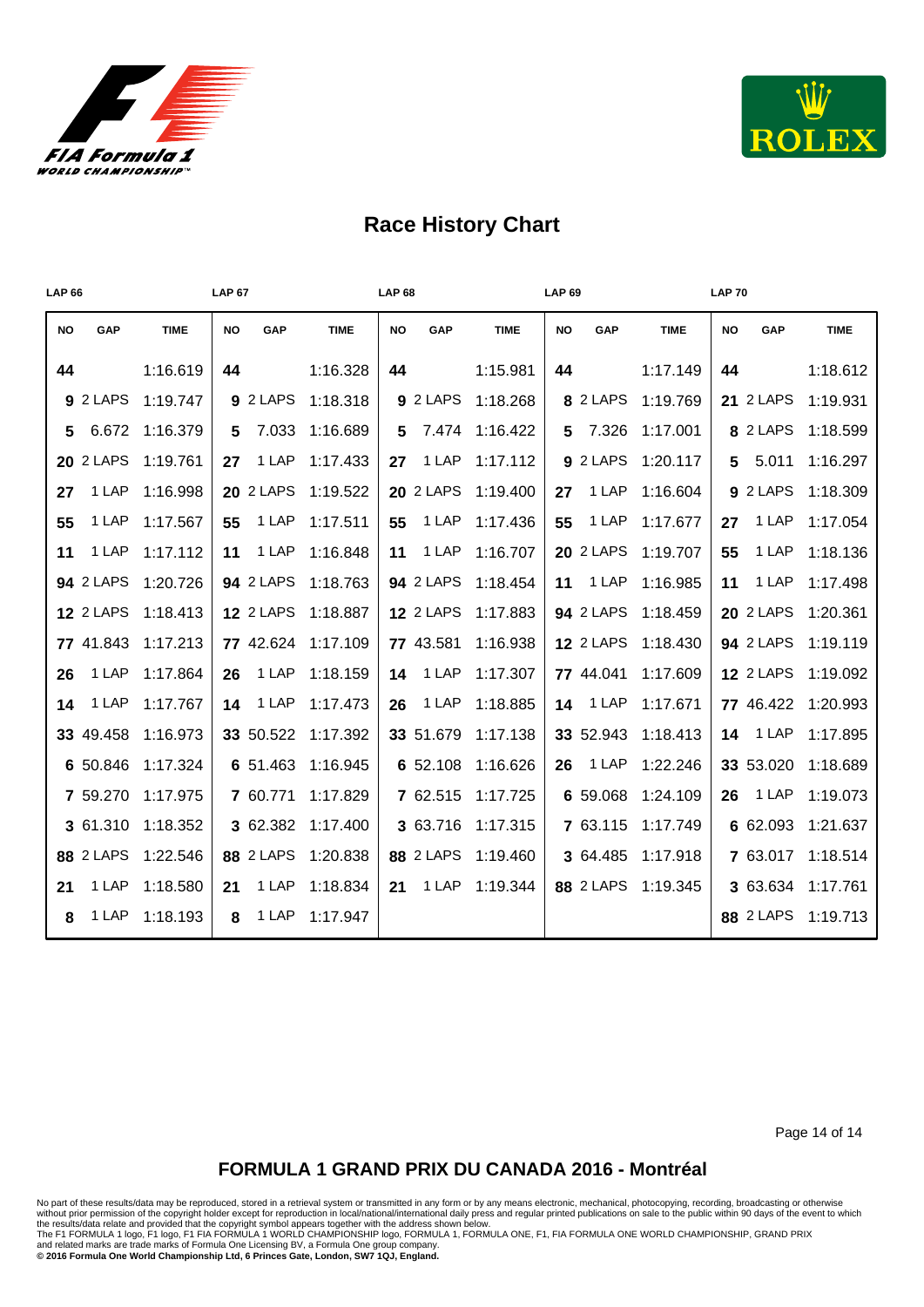# Race History Chart

| LAP 66 | | | LAP 67 | | | LAP 68 | | | LAP 69 | | | LAP 70 | | |
|---|---|---|---|---|---|---|---|---|---|---|---|---|---|---|
| NO | GAP | TIME | NO | GAP | TIME | NO | GAP | TIME | NO | GAP | TIME | NO | GAP | TIME |
| 44 | | 1:16.619 | 44 | | 1:16.328 | 44 | | 1:15.981 | 44 | | 1:17.149 | 44 | | 1:18.612 |
| 9 | 2 LAPS | 1:19.747 | 9 | 2 LAPS | 1:18.318 | 9 | 2 LAPS | 1:18.268 | 8 | 2 LAPS | 1:19.769 | 21 | 2 LAPS | 1:19.931 |
| 5 | 6.672 | 1:16.379 | 5 | 7.033 | 1:16.689 | 5 | 7.474 | 1:16.422 | 5 | 7.326 | 1:17.001 | 8 | 2 LAPS | 1:18.599 |
| 20 | 2 LAPS | 1:19.761 | 27 | 1 LAP | 1:17.433 | 27 | 1 LAP | 1:17.112 | 9 | 2 LAPS | 1:20.117 | 5 | 5.011 | 1:16.297 |
| 27 | 1 LAP | 1:16.998 | 20 | 2 LAPS | 1:19.522 | 20 | 2 LAPS | 1:19.400 | 27 | 1 LAP | 1:16.604 | 9 | 2 LAPS | 1:18.309 |
| 55 | 1 LAP | 1:17.567 | 55 | 1 LAP | 1:17.511 | 55 | 1 LAP | 1:17.436 | 55 | 1 LAP | 1:17.677 | 27 | 1 LAP | 1:17.054 |
| 11 | 1 LAP | 1:17.112 | 11 | 1 LAP | 1:16.848 | 11 | 1 LAP | 1:16.707 | 20 | 2 LAPS | 1:19.707 | 55 | 1 LAP | 1:18.136 |
| 94 | 2 LAPS | 1:20.726 | 94 | 2 LAPS | 1:18.763 | 94 | 2 LAPS | 1:18.454 | 11 | 1 LAP | 1:16.985 | 11 | 1 LAP | 1:17.498 |
| 12 | 2 LAPS | 1:18.413 | 12 | 2 LAPS | 1:18.887 | 12 | 2 LAPS | 1:17.883 | 94 | 2 LAPS | 1:18.459 | 20 | 2 LAPS | 1:20.361 |
| 77 | 41.843 | 1:17.213 | 77 | 42.624 | 1:17.109 | 77 | 43.581 | 1:16.938 | 12 | 2 LAPS | 1:18.430 | 94 | 2 LAPS | 1:19.119 |
| 26 | 1 LAP | 1:17.864 | 26 | 1 LAP | 1:18.159 | 14 | 1 LAP | 1:17.307 | 77 | 44.041 | 1:17.609 | 12 | 2 LAPS | 1:19.092 |
| 14 | 1 LAP | 1:17.767 | 14 | 1 LAP | 1:17.473 | 26 | 1 LAP | 1:18.885 | 14 | 1 LAP | 1:17.671 | 77 | 46.422 | 1:20.993 |
| 33 | 49.458 | 1:16.973 | 33 | 50.522 | 1:17.392 | 33 | 51.679 | 1:17.138 | 33 | 52.943 | 1:18.413 | 14 | 1 LAP | 1:17.895 |
| 6 | 50.846 | 1:17.324 | 6 | 51.463 | 1:16.945 | 6 | 52.108 | 1:16.626 | 26 | 1 LAP | 1:22.246 | 33 | 53.020 | 1:18.689 |
| 7 | 59.270 | 1:17.975 | 7 | 60.771 | 1:17.829 | 7 | 62.515 | 1:17.725 | 6 | 59.068 | 1:24.109 | 26 | 1 LAP | 1:19.073 |
| 3 | 61.310 | 1:18.352 | 3 | 62.382 | 1:17.400 | 3 | 63.716 | 1:17.315 | 7 | 63.115 | 1:17.749 | 6 | 62.093 | 1:21.637 |
| 88 | 2 LAPS | 1:22.546 | 88 | 2 LAPS | 1:20.838 | 88 | 2 LAPS | 1:19.460 | 3 | 64.485 | 1:17.918 | 7 | 63.017 | 1:18.514 |
| 21 | 1 LAP | 1:18.580 | 21 | 1 LAP | 1:18.834 | 21 | 1 LAP | 1:19.344 | 88 | 2 LAPS | 1:19.345 | 3 | 63.634 | 1:17.761 |
| 8 | 1 LAP | 1:18.193 | 8 | 1 LAP | 1:17.947 | | | | | | | 88 | 2 LAPS | 1:19.713 |

## FORMULA 1 GRAND PRIX DU CANADA 2016 - Montréal

No part of these results/data may be reproduced, stored in a retrieval system or transmitted in any form or by any means electronic, mechanical, photocopying, recording, broadcasting or otherwise without prior permission of the copyright holder except for reproduction in local/national/international daily press and regular printed publications on sale to the public within 90 days of the event to which the results/data relate and provided that the copyright symbol appears together with the address shown below.
The F1 FORMULA 1 logo, F1 logo, F1 FIA FORMULA 1 WORLD CHAMPIONSHIP logo, FORMULA 1, FORMULA ONE, F1, FIA FORMULA ONE WORLD CHAMPIONSHIP, GRAND PRIX and related marks are trade marks of Formula One Licensing BV, a Formula One group company.
**© 2016 Formula One World Championship Ltd, 6 Princes Gate, London, SW7 1QJ, England.**